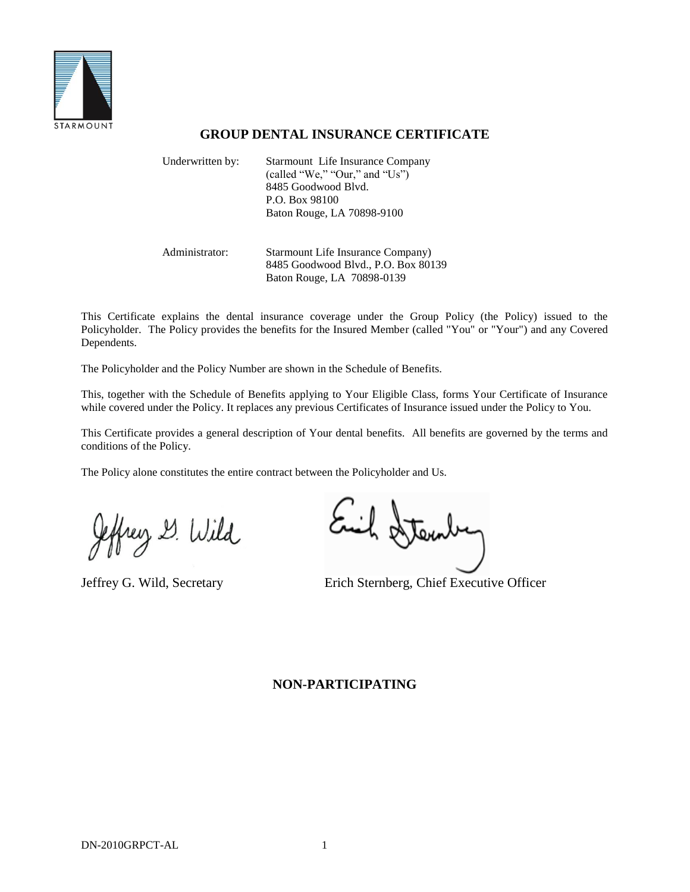STARMOUNT

# GROUP DENTAL INSURANCE CERTIFICATE

| | |
|---|---|
| Underwritten by: | Starmount Life Insurance Company (called "We," "Our," and "Us") 8485 Goodwood Blvd. P.O. Box 98100 Baton Rouge, LA 70898-9100 |
| Administrator: | Starmount Life Insurance Company) 8485 Goodwood Blvd., P.O. Box 80139 Baton Rouge, LA 70898-0139 |

This Certificate explains the dental insurance coverage under the Group Policy (the Policy) issued to the Policyholder. The Policy provides the benefits for the Insured Member (called "You" or "Your") and any Covered Dependents.

The Policyholder and the Policy Number are shown in the Schedule of Benefits.

This, together with the Schedule of Benefits applying to Your Eligible Class, forms Your Certificate of Insurance while covered under the Policy. It replaces any previous Certificates of Insurance issued under the Policy to You.

This Certificate provides a general description of Your dental benefits. All benefits are governed by the terms and conditions of the Policy.

The Policy alone constitutes the entire contract between the Policyholder and Us.

Jeffrey G. Wild, Secretary

Erich Sternberg, Chief Executive Officer

**NON-PARTICIPATING**

DN-2010GRPCT-AL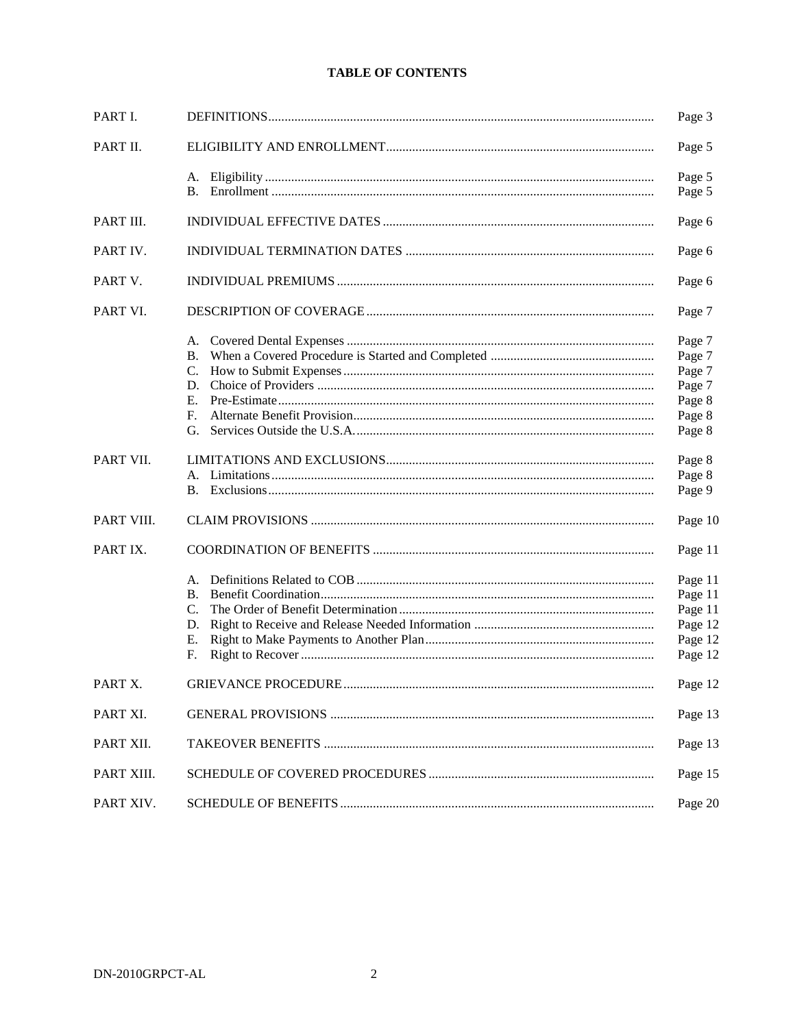## TABLE OF CONTENTS

| | | |
|---|---|---|
| PART I. | DEFINITIONS | Page 3 |
| PART II. | ELIGIBILITY AND ENROLLMENT | Page 5 |
| | A. Eligibility | Page 5 |
| | B. Enrollment | Page 5 |
| PART III. | INDIVIDUAL EFFECTIVE DATES | Page 6 |
| PART IV. | INDIVIDUAL TERMINATION DATES | Page 6 |
| PART V. | INDIVIDUAL PREMIUMS | Page 6 |
| PART VI. | DESCRIPTION OF COVERAGE | Page 7 |
| | A. Covered Dental Expenses | Page 7 |
| | B. When a Covered Procedure is Started and Completed | Page 7 |
| | C. How to Submit Expenses | Page 7 |
| | D. Choice of Providers | Page 7 |
| | E. Pre-Estimate | Page 8 |
| | F. Alternate Benefit Provision | Page 8 |
| | G. Services Outside the U.S.A. | Page 8 |
| PART VII. | LIMITATIONS AND EXCLUSIONS | Page 8 |
| | A. Limitations | Page 8 |
| | B. Exclusions | Page 9 |
| PART VIII. | CLAIM PROVISIONS | Page 10 |
| PART IX. | COORDINATION OF BENEFITS | Page 11 |
| | A. Definitions Related to COB | Page 11 |
| | B. Benefit Coordination | Page 11 |
| | C. The Order of Benefit Determination | Page 11 |
| | D. Right to Receive and Release Needed Information | Page 12 |
| | E. Right to Make Payments to Another Plan | Page 12 |
| | F. Right to Recover | Page 12 |
| PART X. | GRIEVANCE PROCEDURE | Page 12 |
| PART XI. | GENERAL PROVISIONS | Page 13 |
| PART XII. | TAKEOVER BENEFITS | Page 13 |
| PART XIII. | SCHEDULE OF COVERED PROCEDURES | Page 15 |
| PART XIV. | SCHEDULE OF BENEFITS | Page 20 |

DN-2010GRPCT-AL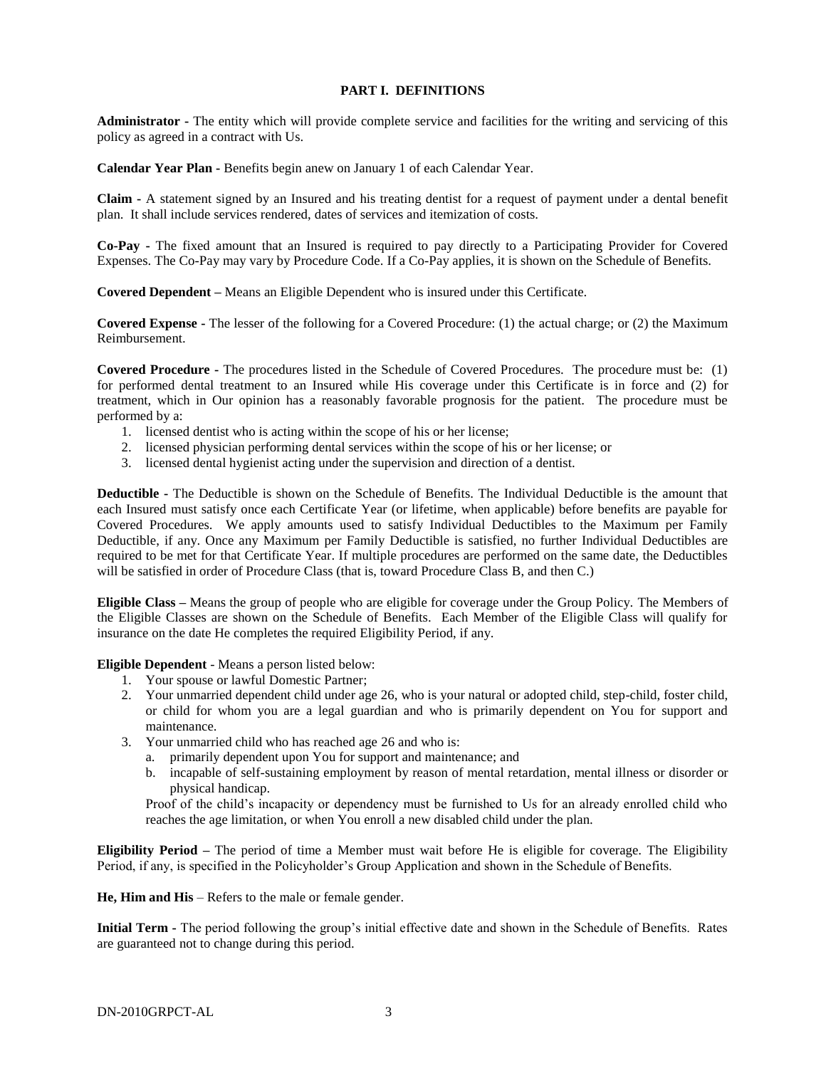## PART I. DEFINITIONS

**Administrator -** The entity which will provide complete service and facilities for the writing and servicing of this policy as agreed in a contract with Us.

**Calendar Year Plan -** Benefits begin anew on January 1 of each Calendar Year.

**Claim -** A statement signed by an Insured and his treating dentist for a request of payment under a dental benefit plan. It shall include services rendered, dates of services and itemization of costs.

**Co-Pay -** The fixed amount that an Insured is required to pay directly to a Participating Provider for Covered Expenses. The Co-Pay may vary by Procedure Code. If a Co-Pay applies, it is shown on the Schedule of Benefits.

**Covered Dependent –** Means an Eligible Dependent who is insured under this Certificate.

**Covered Expense -** The lesser of the following for a Covered Procedure: (1) the actual charge; or (2) the Maximum Reimbursement.

**Covered Procedure -** The procedures listed in the Schedule of Covered Procedures. The procedure must be: (1) for performed dental treatment to an Insured while His coverage under this Certificate is in force and (2) for treatment, which in Our opinion has a reasonably favorable prognosis for the patient. The procedure must be performed by a:

1. licensed dentist who is acting within the scope of his or her license;
2. licensed physician performing dental services within the scope of his or her license; or
3. licensed dental hygienist acting under the supervision and direction of a dentist.

**Deductible -** The Deductible is shown on the Schedule of Benefits. The Individual Deductible is the amount that each Insured must satisfy once each Certificate Year (or lifetime, when applicable) before benefits are payable for Covered Procedures. We apply amounts used to satisfy Individual Deductibles to the Maximum per Family Deductible, if any. Once any Maximum per Family Deductible is satisfied, no further Individual Deductibles are required to be met for that Certificate Year. If multiple procedures are performed on the same date, the Deductibles will be satisfied in order of Procedure Class (that is, toward Procedure Class B, and then C.)

**Eligible Class –** Means the group of people who are eligible for coverage under the Group Policy. The Members of the Eligible Classes are shown on the Schedule of Benefits. Each Member of the Eligible Class will qualify for insurance on the date He completes the required Eligibility Period, if any.

**Eligible Dependent** - Means a person listed below:

1. Your spouse or lawful Domestic Partner;
2. Your unmarried dependent child under age 26, who is your natural or adopted child, step-child, foster child, or child for whom you are a legal guardian and who is primarily dependent on You for support and maintenance.
3. Your unmarried child who has reached age 26 and who is:
   a. primarily dependent upon You for support and maintenance; and
   b. incapable of self-sustaining employment by reason of mental retardation, mental illness or disorder or physical handicap.

   Proof of the child's incapacity or dependency must be furnished to Us for an already enrolled child who reaches the age limitation, or when You enroll a new disabled child under the plan.

**Eligibility Period –** The period of time a Member must wait before He is eligible for coverage. The Eligibility Period, if any, is specified in the Policyholder's Group Application and shown in the Schedule of Benefits.

**He, Him and His** – Refers to the male or female gender.

**Initial Term -** The period following the group's initial effective date and shown in the Schedule of Benefits. Rates are guaranteed not to change during this period.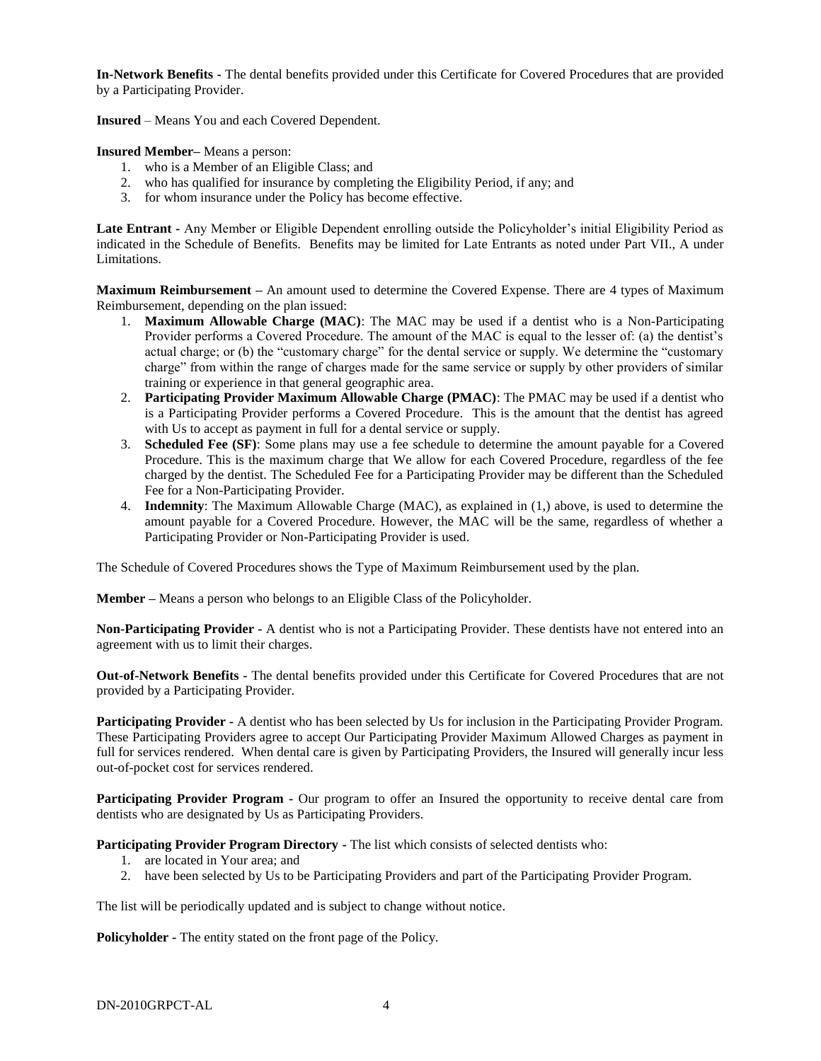**In-Network Benefits -** The dental benefits provided under this Certificate for Covered Procedures that are provided by a Participating Provider.

**Insured** – Means You and each Covered Dependent.

**Insured Member–** Means a person:

1. who is a Member of an Eligible Class; and
2. who has qualified for insurance by completing the Eligibility Period, if any; and
3. for whom insurance under the Policy has become effective.

**Late Entrant -** Any Member or Eligible Dependent enrolling outside the Policyholder's initial Eligibility Period as indicated in the Schedule of Benefits. Benefits may be limited for Late Entrants as noted under Part VII., A under Limitations.

**Maximum Reimbursement –** An amount used to determine the Covered Expense. There are 4 types of Maximum Reimbursement, depending on the plan issued:

1. **Maximum Allowable Charge (MAC)**: The MAC may be used if a dentist who is a Non-Participating Provider performs a Covered Procedure. The amount of the MAC is equal to the lesser of: (a) the dentist's actual charge; or (b) the "customary charge" for the dental service or supply. We determine the "customary charge" from within the range of charges made for the same service or supply by other providers of similar training or experience in that general geographic area.
2. **Participating Provider Maximum Allowable Charge (PMAC)**: The PMAC may be used if a dentist who is a Participating Provider performs a Covered Procedure. This is the amount that the dentist has agreed with Us to accept as payment in full for a dental service or supply.
3. **Scheduled Fee (SF)**: Some plans may use a fee schedule to determine the amount payable for a Covered Procedure. This is the maximum charge that We allow for each Covered Procedure, regardless of the fee charged by the dentist. The Scheduled Fee for a Participating Provider may be different than the Scheduled Fee for a Non-Participating Provider.
4. **Indemnity**: The Maximum Allowable Charge (MAC), as explained in (1,) above, is used to determine the amount payable for a Covered Procedure. However, the MAC will be the same, regardless of whether a Participating Provider or Non-Participating Provider is used.

The Schedule of Covered Procedures shows the Type of Maximum Reimbursement used by the plan.

**Member –** Means a person who belongs to an Eligible Class of the Policyholder.

**Non-Participating Provider -** A dentist who is not a Participating Provider. These dentists have not entered into an agreement with us to limit their charges.

**Out-of-Network Benefits -** The dental benefits provided under this Certificate for Covered Procedures that are not provided by a Participating Provider.

**Participating Provider -** A dentist who has been selected by Us for inclusion in the Participating Provider Program. These Participating Providers agree to accept Our Participating Provider Maximum Allowed Charges as payment in full for services rendered. When dental care is given by Participating Providers, the Insured will generally incur less out-of-pocket cost for services rendered.

**Participating Provider Program -** Our program to offer an Insured the opportunity to receive dental care from dentists who are designated by Us as Participating Providers.

**Participating Provider Program Directory -** The list which consists of selected dentists who:

1. are located in Your area; and
2. have been selected by Us to be Participating Providers and part of the Participating Provider Program.

The list will be periodically updated and is subject to change without notice.

**Policyholder -** The entity stated on the front page of the Policy.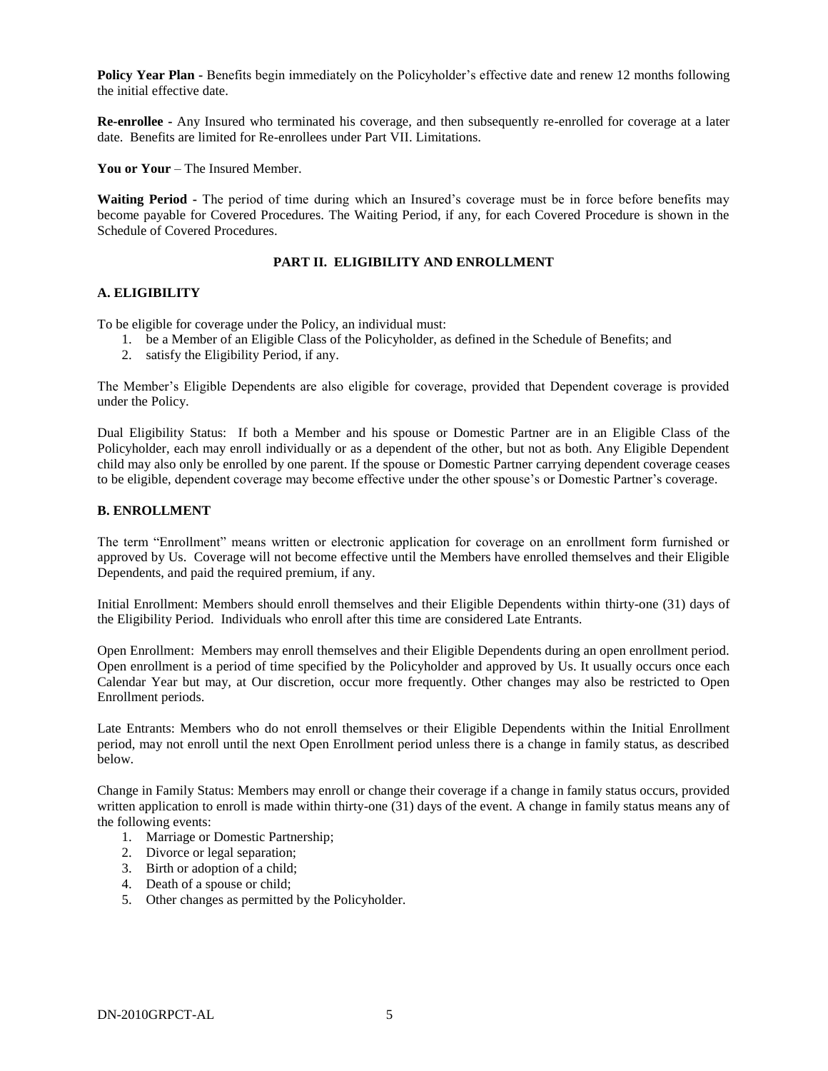**Policy Year Plan -** Benefits begin immediately on the Policyholder's effective date and renew 12 months following the initial effective date.

**Re-enrollee -** Any Insured who terminated his coverage, and then subsequently re-enrolled for coverage at a later date. Benefits are limited for Re-enrollees under Part VII. Limitations.

**You or Your** – The Insured Member.

**Waiting Period -** The period of time during which an Insured's coverage must be in force before benefits may become payable for Covered Procedures. The Waiting Period, if any, for each Covered Procedure is shown in the Schedule of Covered Procedures.

## PART II. ELIGIBILITY AND ENROLLMENT

### A. ELIGIBILITY

To be eligible for coverage under the Policy, an individual must:

1. be a Member of an Eligible Class of the Policyholder, as defined in the Schedule of Benefits; and
2. satisfy the Eligibility Period, if any.

The Member's Eligible Dependents are also eligible for coverage, provided that Dependent coverage is provided under the Policy.

Dual Eligibility Status: If both a Member and his spouse or Domestic Partner are in an Eligible Class of the Policyholder, each may enroll individually or as a dependent of the other, but not as both. Any Eligible Dependent child may also only be enrolled by one parent. If the spouse or Domestic Partner carrying dependent coverage ceases to be eligible, dependent coverage may become effective under the other spouse's or Domestic Partner's coverage.

### B. ENROLLMENT

The term "Enrollment" means written or electronic application for coverage on an enrollment form furnished or approved by Us. Coverage will not become effective until the Members have enrolled themselves and their Eligible Dependents, and paid the required premium, if any.

Initial Enrollment: Members should enroll themselves and their Eligible Dependents within thirty-one (31) days of the Eligibility Period. Individuals who enroll after this time are considered Late Entrants.

Open Enrollment: Members may enroll themselves and their Eligible Dependents during an open enrollment period. Open enrollment is a period of time specified by the Policyholder and approved by Us. It usually occurs once each Calendar Year but may, at Our discretion, occur more frequently. Other changes may also be restricted to Open Enrollment periods.

Late Entrants: Members who do not enroll themselves or their Eligible Dependents within the Initial Enrollment period, may not enroll until the next Open Enrollment period unless there is a change in family status, as described below.

Change in Family Status: Members may enroll or change their coverage if a change in family status occurs, provided written application to enroll is made within thirty-one (31) days of the event. A change in family status means any of the following events:

1. Marriage or Domestic Partnership;
2. Divorce or legal separation;
3. Birth or adoption of a child;
4. Death of a spouse or child;
5. Other changes as permitted by the Policyholder.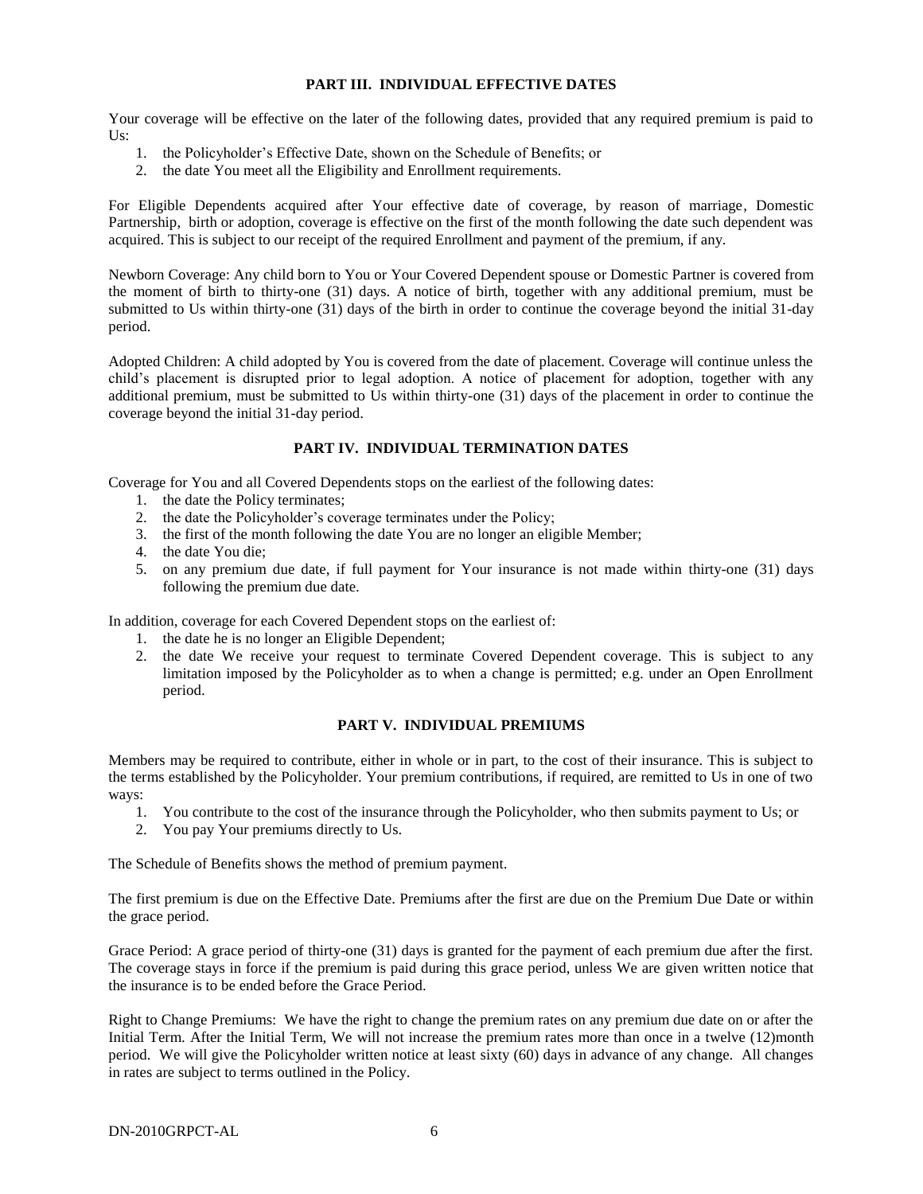## PART III. INDIVIDUAL EFFECTIVE DATES

Your coverage will be effective on the later of the following dates, provided that any required premium is paid to Us:

1. the Policyholder's Effective Date, shown on the Schedule of Benefits; or
2. the date You meet all the Eligibility and Enrollment requirements.

For Eligible Dependents acquired after Your effective date of coverage, by reason of marriage, Domestic Partnership, birth or adoption, coverage is effective on the first of the month following the date such dependent was acquired. This is subject to our receipt of the required Enrollment and payment of the premium, if any.

Newborn Coverage: Any child born to You or Your Covered Dependent spouse or Domestic Partner is covered from the moment of birth to thirty-one (31) days. A notice of birth, together with any additional premium, must be submitted to Us within thirty-one (31) days of the birth in order to continue the coverage beyond the initial 31-day period.

Adopted Children: A child adopted by You is covered from the date of placement. Coverage will continue unless the child's placement is disrupted prior to legal adoption. A notice of placement for adoption, together with any additional premium, must be submitted to Us within thirty-one (31) days of the placement in order to continue the coverage beyond the initial 31-day period.

## PART IV. INDIVIDUAL TERMINATION DATES

Coverage for You and all Covered Dependents stops on the earliest of the following dates:

1. the date the Policy terminates;
2. the date the Policyholder's coverage terminates under the Policy;
3. the first of the month following the date You are no longer an eligible Member;
4. the date You die;
5. on any premium due date, if full payment for Your insurance is not made within thirty-one (31) days following the premium due date.

In addition, coverage for each Covered Dependent stops on the earliest of:

1. the date he is no longer an Eligible Dependent;
2. the date We receive your request to terminate Covered Dependent coverage. This is subject to any limitation imposed by the Policyholder as to when a change is permitted; e.g. under an Open Enrollment period.

## PART V. INDIVIDUAL PREMIUMS

Members may be required to contribute, either in whole or in part, to the cost of their insurance. This is subject to the terms established by the Policyholder. Your premium contributions, if required, are remitted to Us in one of two ways:

1. You contribute to the cost of the insurance through the Policyholder, who then submits payment to Us; or
2. You pay Your premiums directly to Us.

The Schedule of Benefits shows the method of premium payment.

The first premium is due on the Effective Date. Premiums after the first are due on the Premium Due Date or within the grace period.

Grace Period: A grace period of thirty-one (31) days is granted for the payment of each premium due after the first. The coverage stays in force if the premium is paid during this grace period, unless We are given written notice that the insurance is to be ended before the Grace Period.

Right to Change Premiums: We have the right to change the premium rates on any premium due date on or after the Initial Term. After the Initial Term, We will not increase the premium rates more than once in a twelve (12)month period. We will give the Policyholder written notice at least sixty (60) days in advance of any change. All changes in rates are subject to terms outlined in the Policy.

DN-2010GRPCT-AL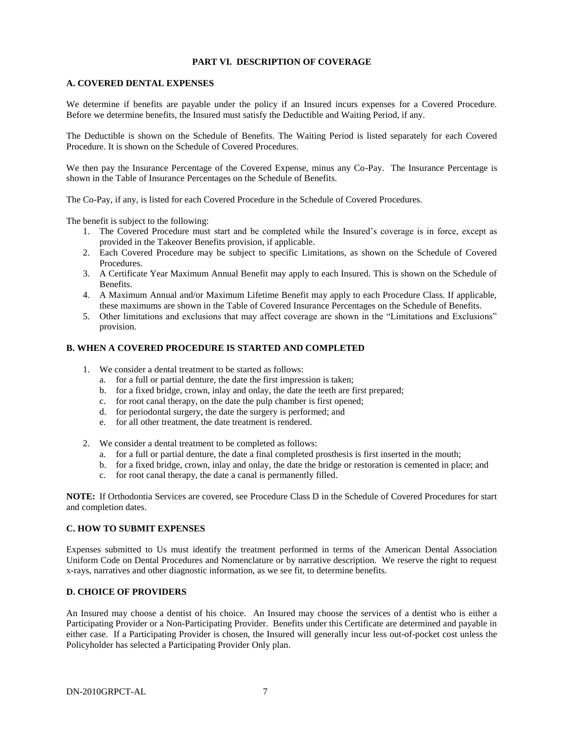## PART VI. DESCRIPTION OF COVERAGE

### A. COVERED DENTAL EXPENSES

We determine if benefits are payable under the policy if an Insured incurs expenses for a Covered Procedure. Before we determine benefits, the Insured must satisfy the Deductible and Waiting Period, if any.

The Deductible is shown on the Schedule of Benefits. The Waiting Period is listed separately for each Covered Procedure. It is shown on the Schedule of Covered Procedures.

We then pay the Insurance Percentage of the Covered Expense, minus any Co-Pay. The Insurance Percentage is shown in the Table of Insurance Percentages on the Schedule of Benefits.

The Co-Pay, if any, is listed for each Covered Procedure in the Schedule of Covered Procedures.

The benefit is subject to the following:

1. The Covered Procedure must start and be completed while the Insured's coverage is in force, except as provided in the Takeover Benefits provision, if applicable.
2. Each Covered Procedure may be subject to specific Limitations, as shown on the Schedule of Covered Procedures.
3. A Certificate Year Maximum Annual Benefit may apply to each Insured. This is shown on the Schedule of Benefits.
4. A Maximum Annual and/or Maximum Lifetime Benefit may apply to each Procedure Class. If applicable, these maximums are shown in the Table of Covered Insurance Percentages on the Schedule of Benefits.
5. Other limitations and exclusions that may affect coverage are shown in the "Limitations and Exclusions" provision.

### B. WHEN A COVERED PROCEDURE IS STARTED AND COMPLETED

1. We consider a dental treatment to be started as follows:
   a. for a full or partial denture, the date the first impression is taken;
   b. for a fixed bridge, crown, inlay and onlay, the date the teeth are first prepared;
   c. for root canal therapy, on the date the pulp chamber is first opened;
   d. for periodontal surgery, the date the surgery is performed; and
   e. for all other treatment, the date treatment is rendered.

2. We consider a dental treatment to be completed as follows:
   a. for a full or partial denture, the date a final completed prosthesis is first inserted in the mouth;
   b. for a fixed bridge, crown, inlay and onlay, the date the bridge or restoration is cemented in place; and
   c. for root canal therapy, the date a canal is permanently filled.

**NOTE:** If Orthodontia Services are covered, see Procedure Class D in the Schedule of Covered Procedures for start and completion dates.

### C. HOW TO SUBMIT EXPENSES

Expenses submitted to Us must identify the treatment performed in terms of the American Dental Association Uniform Code on Dental Procedures and Nomenclature or by narrative description. We reserve the right to request x-rays, narratives and other diagnostic information, as we see fit, to determine benefits.

### D. CHOICE OF PROVIDERS

An Insured may choose a dentist of his choice. An Insured may choose the services of a dentist who is either a Participating Provider or a Non-Participating Provider. Benefits under this Certificate are determined and payable in either case. If a Participating Provider is chosen, the Insured will generally incur less out-of-pocket cost unless the Policyholder has selected a Participating Provider Only plan.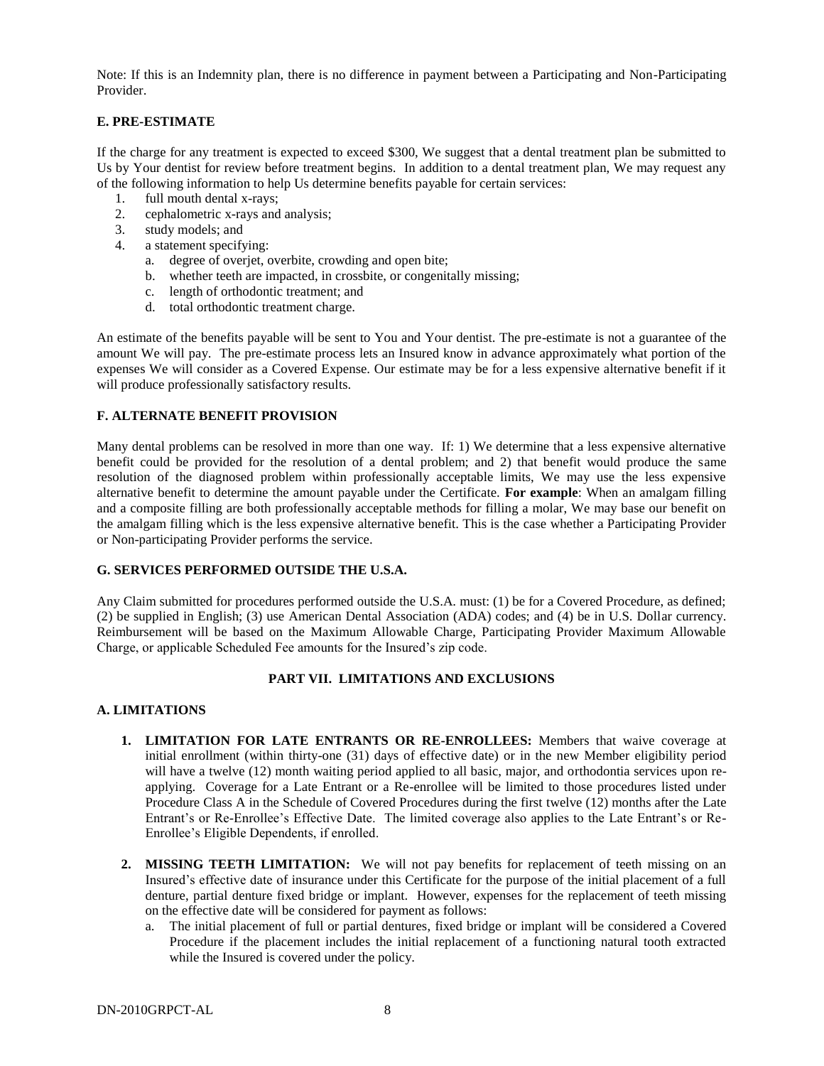Note: If this is an Indemnity plan, there is no difference in payment between a Participating and Non-Participating Provider.

**E. PRE-ESTIMATE**

If the charge for any treatment is expected to exceed $300, We suggest that a dental treatment plan be submitted to Us by Your dentist for review before treatment begins. In addition to a dental treatment plan, We may request any of the following information to help Us determine benefits payable for certain services:

1. full mouth dental x-rays;
2. cephalometric x-rays and analysis;
3. study models; and
4. a statement specifying:
   a. degree of overjet, overbite, crowding and open bite;
   b. whether teeth are impacted, in crossbite, or congenitally missing;
   c. length of orthodontic treatment; and
   d. total orthodontic treatment charge.

An estimate of the benefits payable will be sent to You and Your dentist. The pre-estimate is not a guarantee of the amount We will pay. The pre-estimate process lets an Insured know in advance approximately what portion of the expenses We will consider as a Covered Expense. Our estimate may be for a less expensive alternative benefit if it will produce professionally satisfactory results.

**F. ALTERNATE BENEFIT PROVISION**

Many dental problems can be resolved in more than one way. If: 1) We determine that a less expensive alternative benefit could be provided for the resolution of a dental problem; and 2) that benefit would produce the same resolution of the diagnosed problem within professionally acceptable limits, We may use the less expensive alternative benefit to determine the amount payable under the Certificate. **For example**: When an amalgam filling and a composite filling are both professionally acceptable methods for filling a molar, We may base our benefit on the amalgam filling which is the less expensive alternative benefit. This is the case whether a Participating Provider or Non-participating Provider performs the service.

**G. SERVICES PERFORMED OUTSIDE THE U.S.A.**

Any Claim submitted for procedures performed outside the U.S.A. must: (1) be for a Covered Procedure, as defined; (2) be supplied in English; (3) use American Dental Association (ADA) codes; and (4) be in U.S. Dollar currency. Reimbursement will be based on the Maximum Allowable Charge, Participating Provider Maximum Allowable Charge, or applicable Scheduled Fee amounts for the Insured's zip code.

## PART VII. LIMITATIONS AND EXCLUSIONS

**A. LIMITATIONS**

1. **LIMITATION FOR LATE ENTRANTS OR RE-ENROLLEES:** Members that waive coverage at initial enrollment (within thirty-one (31) days of effective date) or in the new Member eligibility period will have a twelve (12) month waiting period applied to all basic, major, and orthodontia services upon re-applying. Coverage for a Late Entrant or a Re-enrollee will be limited to those procedures listed under Procedure Class A in the Schedule of Covered Procedures during the first twelve (12) months after the Late Entrant's or Re-Enrollee's Effective Date. The limited coverage also applies to the Late Entrant's or Re-Enrollee's Eligible Dependents, if enrolled.

2. **MISSING TEETH LIMITATION:** We will not pay benefits for replacement of teeth missing on an Insured's effective date of insurance under this Certificate for the purpose of the initial placement of a full denture, partial denture fixed bridge or implant. However, expenses for the replacement of teeth missing on the effective date will be considered for payment as follows:
   a. The initial placement of full or partial dentures, fixed bridge or implant will be considered a Covered Procedure if the placement includes the initial replacement of a functioning natural tooth extracted while the Insured is covered under the policy.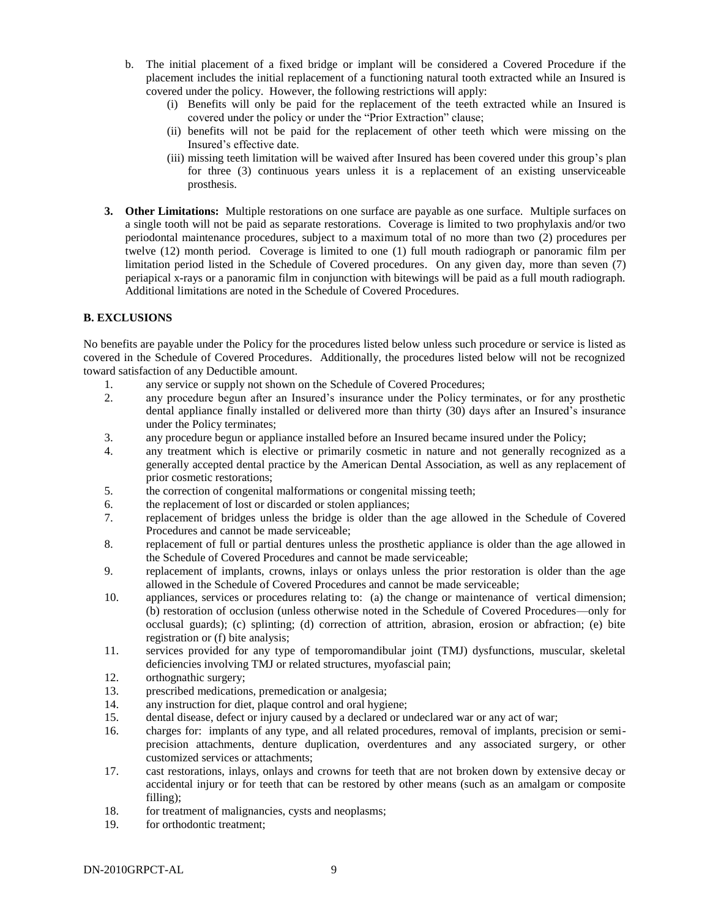b. The initial placement of a fixed bridge or implant will be considered a Covered Procedure if the placement includes the initial replacement of a functioning natural tooth extracted while an Insured is covered under the policy. However, the following restrictions will apply:
   (i) Benefits will only be paid for the replacement of the teeth extracted while an Insured is covered under the policy or under the "Prior Extraction" clause;
   (ii) benefits will not be paid for the replacement of other teeth which were missing on the Insured's effective date.
   (iii) missing teeth limitation will be waived after Insured has been covered under this group's plan for three (3) continuous years unless it is a replacement of an existing unserviceable prosthesis.

**3. Other Limitations:** Multiple restorations on one surface are payable as one surface. Multiple surfaces on a single tooth will not be paid as separate restorations. Coverage is limited to two prophylaxis and/or two periodontal maintenance procedures, subject to a maximum total of no more than two (2) procedures per twelve (12) month period. Coverage is limited to one (1) full mouth radiograph or panoramic film per limitation period listed in the Schedule of Covered procedures. On any given day, more than seven (7) periapical x-rays or a panoramic film in conjunction with bitewings will be paid as a full mouth radiograph. Additional limitations are noted in the Schedule of Covered Procedures.

**B. EXCLUSIONS**

No benefits are payable under the Policy for the procedures listed below unless such procedure or service is listed as covered in the Schedule of Covered Procedures. Additionally, the procedures listed below will not be recognized toward satisfaction of any Deductible amount.

1. any service or supply not shown on the Schedule of Covered Procedures;
2. any procedure begun after an Insured's insurance under the Policy terminates, or for any prosthetic dental appliance finally installed or delivered more than thirty (30) days after an Insured's insurance under the Policy terminates;
3. any procedure begun or appliance installed before an Insured became insured under the Policy;
4. any treatment which is elective or primarily cosmetic in nature and not generally recognized as a generally accepted dental practice by the American Dental Association, as well as any replacement of prior cosmetic restorations;
5. the correction of congenital malformations or congenital missing teeth;
6. the replacement of lost or discarded or stolen appliances;
7. replacement of bridges unless the bridge is older than the age allowed in the Schedule of Covered Procedures and cannot be made serviceable;
8. replacement of full or partial dentures unless the prosthetic appliance is older than the age allowed in the Schedule of Covered Procedures and cannot be made serviceable;
9. replacement of implants, crowns, inlays or onlays unless the prior restoration is older than the age allowed in the Schedule of Covered Procedures and cannot be made serviceable;
10. appliances, services or procedures relating to: (a) the change or maintenance of vertical dimension; (b) restoration of occlusion (unless otherwise noted in the Schedule of Covered Procedures—only for occlusal guards); (c) splinting; (d) correction of attrition, abrasion, erosion or abfraction; (e) bite registration or (f) bite analysis;
11. services provided for any type of temporomandibular joint (TMJ) dysfunctions, muscular, skeletal deficiencies involving TMJ or related structures, myofascial pain;
12. orthognathic surgery;
13. prescribed medications, premedication or analgesia;
14. any instruction for diet, plaque control and oral hygiene;
15. dental disease, defect or injury caused by a declared or undeclared war or any act of war;
16. charges for: implants of any type, and all related procedures, removal of implants, precision or semi-precision attachments, denture duplication, overdentures and any associated surgery, or other customized services or attachments;
17. cast restorations, inlays, onlays and crowns for teeth that are not broken down by extensive decay or accidental injury or for teeth that can be restored by other means (such as an amalgam or composite filling);
18. for treatment of malignancies, cysts and neoplasms;
19. for orthodontic treatment;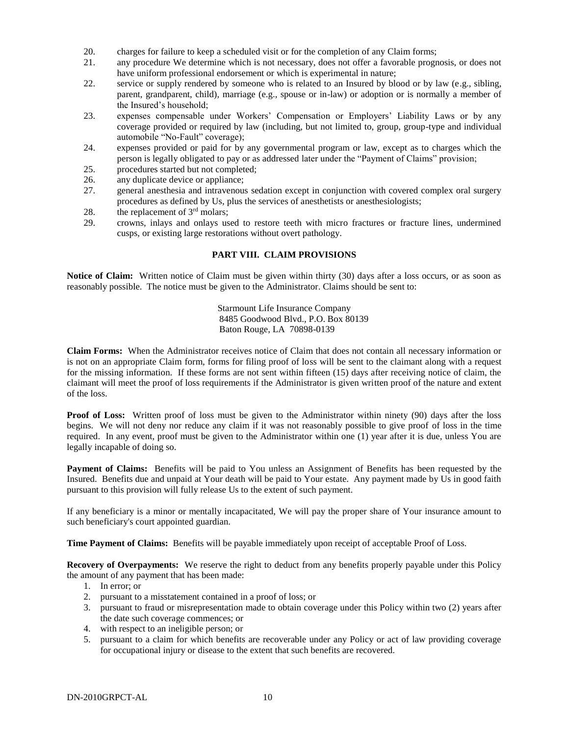20. charges for failure to keep a scheduled visit or for the completion of any Claim forms;
21. any procedure We determine which is not necessary, does not offer a favorable prognosis, or does not have uniform professional endorsement or which is experimental in nature;
22. service or supply rendered by someone who is related to an Insured by blood or by law (e.g., sibling, parent, grandparent, child), marriage (e.g., spouse or in-law) or adoption or is normally a member of the Insured's household;
23. expenses compensable under Workers' Compensation or Employers' Liability Laws or by any coverage provided or required by law (including, but not limited to, group, group-type and individual automobile "No-Fault" coverage);
24. expenses provided or paid for by any governmental program or law, except as to charges which the person is legally obligated to pay or as addressed later under the "Payment of Claims" provision;
25. procedures started but not completed;
26. any duplicate device or appliance;
27. general anesthesia and intravenous sedation except in conjunction with covered complex oral surgery procedures as defined by Us, plus the services of anesthetists or anesthesiologists;
28. the replacement of 3rd molars;
29. crowns, inlays and onlays used to restore teeth with micro fractures or fracture lines, undermined cusps, or existing large restorations without overt pathology.

## PART VIII. CLAIM PROVISIONS

**Notice of Claim:** Written notice of Claim must be given within thirty (30) days after a loss occurs, or as soon as reasonably possible. The notice must be given to the Administrator. Claims should be sent to:

Starmount Life Insurance Company
8485 Goodwood Blvd., P.O. Box 80139
Baton Rouge, LA 70898-0139

**Claim Forms:** When the Administrator receives notice of Claim that does not contain all necessary information or is not on an appropriate Claim form, forms for filing proof of loss will be sent to the claimant along with a request for the missing information. If these forms are not sent within fifteen (15) days after receiving notice of claim, the claimant will meet the proof of loss requirements if the Administrator is given written proof of the nature and extent of the loss.

**Proof of Loss:** Written proof of loss must be given to the Administrator within ninety (90) days after the loss begins. We will not deny nor reduce any claim if it was not reasonably possible to give proof of loss in the time required. In any event, proof must be given to the Administrator within one (1) year after it is due, unless You are legally incapable of doing so.

**Payment of Claims:** Benefits will be paid to You unless an Assignment of Benefits has been requested by the Insured. Benefits due and unpaid at Your death will be paid to Your estate. Any payment made by Us in good faith pursuant to this provision will fully release Us to the extent of such payment.

If any beneficiary is a minor or mentally incapacitated, We will pay the proper share of Your insurance amount to such beneficiary's court appointed guardian.

**Time Payment of Claims:** Benefits will be payable immediately upon receipt of acceptable Proof of Loss.

**Recovery of Overpayments:** We reserve the right to deduct from any benefits properly payable under this Policy the amount of any payment that has been made:

1. In error; or
2. pursuant to a misstatement contained in a proof of loss; or
3. pursuant to fraud or misrepresentation made to obtain coverage under this Policy within two (2) years after the date such coverage commences; or
4. with respect to an ineligible person; or
5. pursuant to a claim for which benefits are recoverable under any Policy or act of law providing coverage for occupational injury or disease to the extent that such benefits are recovered.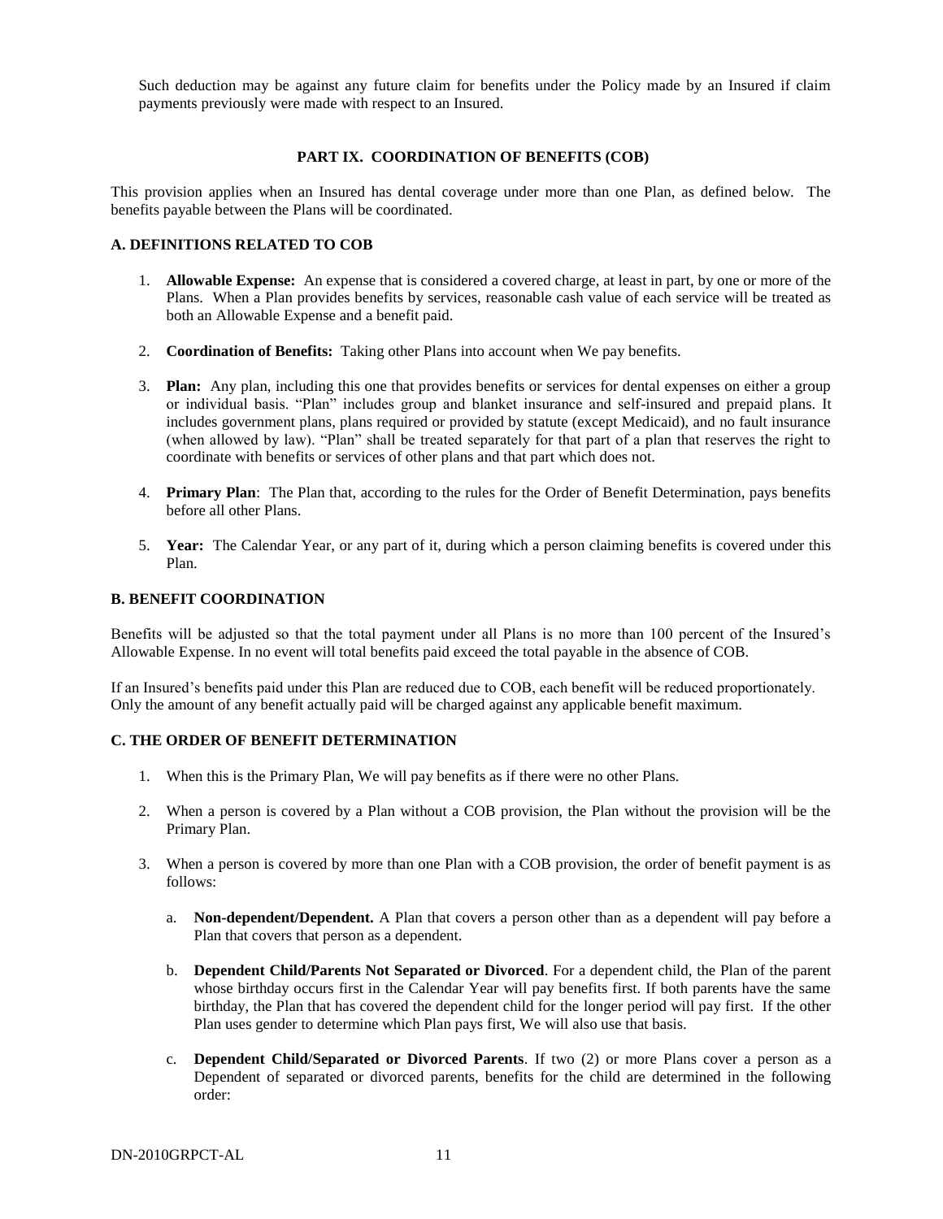Such deduction may be against any future claim for benefits under the Policy made by an Insured if claim payments previously were made with respect to an Insured.

## PART IX. COORDINATION OF BENEFITS (COB)

This provision applies when an Insured has dental coverage under more than one Plan, as defined below. The benefits payable between the Plans will be coordinated.

### A. DEFINITIONS RELATED TO COB

1. **Allowable Expense:** An expense that is considered a covered charge, at least in part, by one or more of the Plans. When a Plan provides benefits by services, reasonable cash value of each service will be treated as both an Allowable Expense and a benefit paid.

2. **Coordination of Benefits:** Taking other Plans into account when We pay benefits.

3. **Plan:** Any plan, including this one that provides benefits or services for dental expenses on either a group or individual basis. "Plan" includes group and blanket insurance and self-insured and prepaid plans. It includes government plans, plans required or provided by statute (except Medicaid), and no fault insurance (when allowed by law). "Plan" shall be treated separately for that part of a plan that reserves the right to coordinate with benefits or services of other plans and that part which does not.

4. **Primary Plan**: The Plan that, according to the rules for the Order of Benefit Determination, pays benefits before all other Plans.

5. **Year:** The Calendar Year, or any part of it, during which a person claiming benefits is covered under this Plan.

### B. BENEFIT COORDINATION

Benefits will be adjusted so that the total payment under all Plans is no more than 100 percent of the Insured's Allowable Expense. In no event will total benefits paid exceed the total payable in the absence of COB.

If an Insured's benefits paid under this Plan are reduced due to COB, each benefit will be reduced proportionately. Only the amount of any benefit actually paid will be charged against any applicable benefit maximum.

### C. THE ORDER OF BENEFIT DETERMINATION

1. When this is the Primary Plan, We will pay benefits as if there were no other Plans.

2. When a person is covered by a Plan without a COB provision, the Plan without the provision will be the Primary Plan.

3. When a person is covered by more than one Plan with a COB provision, the order of benefit payment is as follows:

   a. **Non-dependent/Dependent.** A Plan that covers a person other than as a dependent will pay before a Plan that covers that person as a dependent.

   b. **Dependent Child/Parents Not Separated or Divorced**. For a dependent child, the Plan of the parent whose birthday occurs first in the Calendar Year will pay benefits first. If both parents have the same birthday, the Plan that has covered the dependent child for the longer period will pay first. If the other Plan uses gender to determine which Plan pays first, We will also use that basis.

   c. **Dependent Child/Separated or Divorced Parents**. If two (2) or more Plans cover a person as a Dependent of separated or divorced parents, benefits for the child are determined in the following order: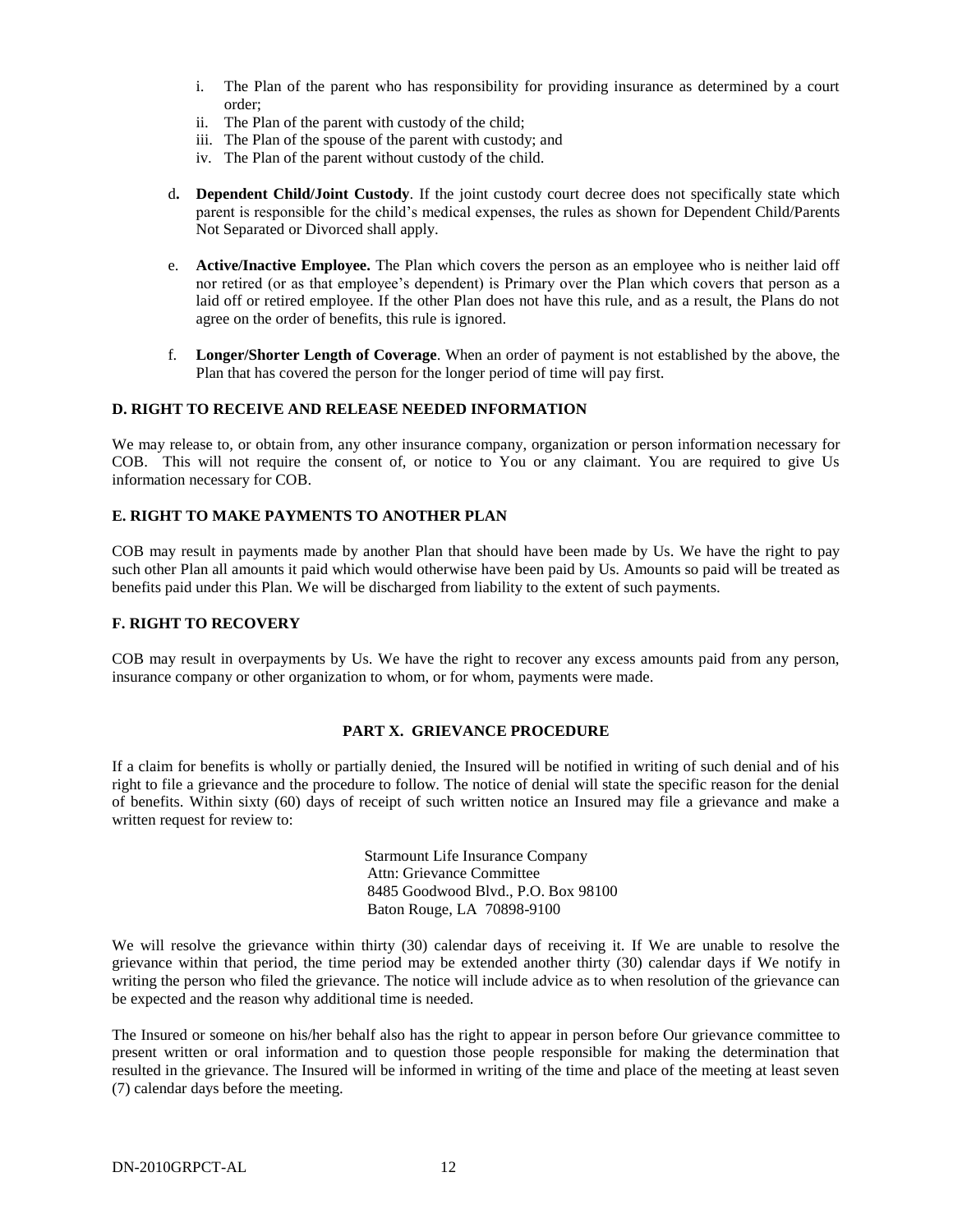i. The Plan of the parent who has responsibility for providing insurance as determined by a court order;
ii. The Plan of the parent with custody of the child;
iii. The Plan of the spouse of the parent with custody; and
iv. The Plan of the parent without custody of the child.

d. **Dependent Child/Joint Custody**. If the joint custody court decree does not specifically state which parent is responsible for the child's medical expenses, the rules as shown for Dependent Child/Parents Not Separated or Divorced shall apply.

e. **Active/Inactive Employee.** The Plan which covers the person as an employee who is neither laid off nor retired (or as that employee's dependent) is Primary over the Plan which covers that person as a laid off or retired employee. If the other Plan does not have this rule, and as a result, the Plans do not agree on the order of benefits, this rule is ignored.

f. **Longer/Shorter Length of Coverage**. When an order of payment is not established by the above, the Plan that has covered the person for the longer period of time will pay first.

**D. RIGHT TO RECEIVE AND RELEASE NEEDED INFORMATION**

We may release to, or obtain from, any other insurance company, organization or person information necessary for COB. This will not require the consent of, or notice to You or any claimant. You are required to give Us information necessary for COB.

**E. RIGHT TO MAKE PAYMENTS TO ANOTHER PLAN**

COB may result in payments made by another Plan that should have been made by Us. We have the right to pay such other Plan all amounts it paid which would otherwise have been paid by Us. Amounts so paid will be treated as benefits paid under this Plan. We will be discharged from liability to the extent of such payments.

**F. RIGHT TO RECOVERY**

COB may result in overpayments by Us. We have the right to recover any excess amounts paid from any person, insurance company or other organization to whom, or for whom, payments were made.

## PART X. GRIEVANCE PROCEDURE

If a claim for benefits is wholly or partially denied, the Insured will be notified in writing of such denial and of his right to file a grievance and the procedure to follow. The notice of denial will state the specific reason for the denial of benefits. Within sixty (60) days of receipt of such written notice an Insured may file a grievance and make a written request for review to:

Starmount Life Insurance Company
Attn: Grievance Committee
8485 Goodwood Blvd., P.O. Box 98100
Baton Rouge, LA 70898-9100

We will resolve the grievance within thirty (30) calendar days of receiving it. If We are unable to resolve the grievance within that period, the time period may be extended another thirty (30) calendar days if We notify in writing the person who filed the grievance. The notice will include advice as to when resolution of the grievance can be expected and the reason why additional time is needed.

The Insured or someone on his/her behalf also has the right to appear in person before Our grievance committee to present written or oral information and to question those people responsible for making the determination that resulted in the grievance. The Insured will be informed in writing of the time and place of the meeting at least seven (7) calendar days before the meeting.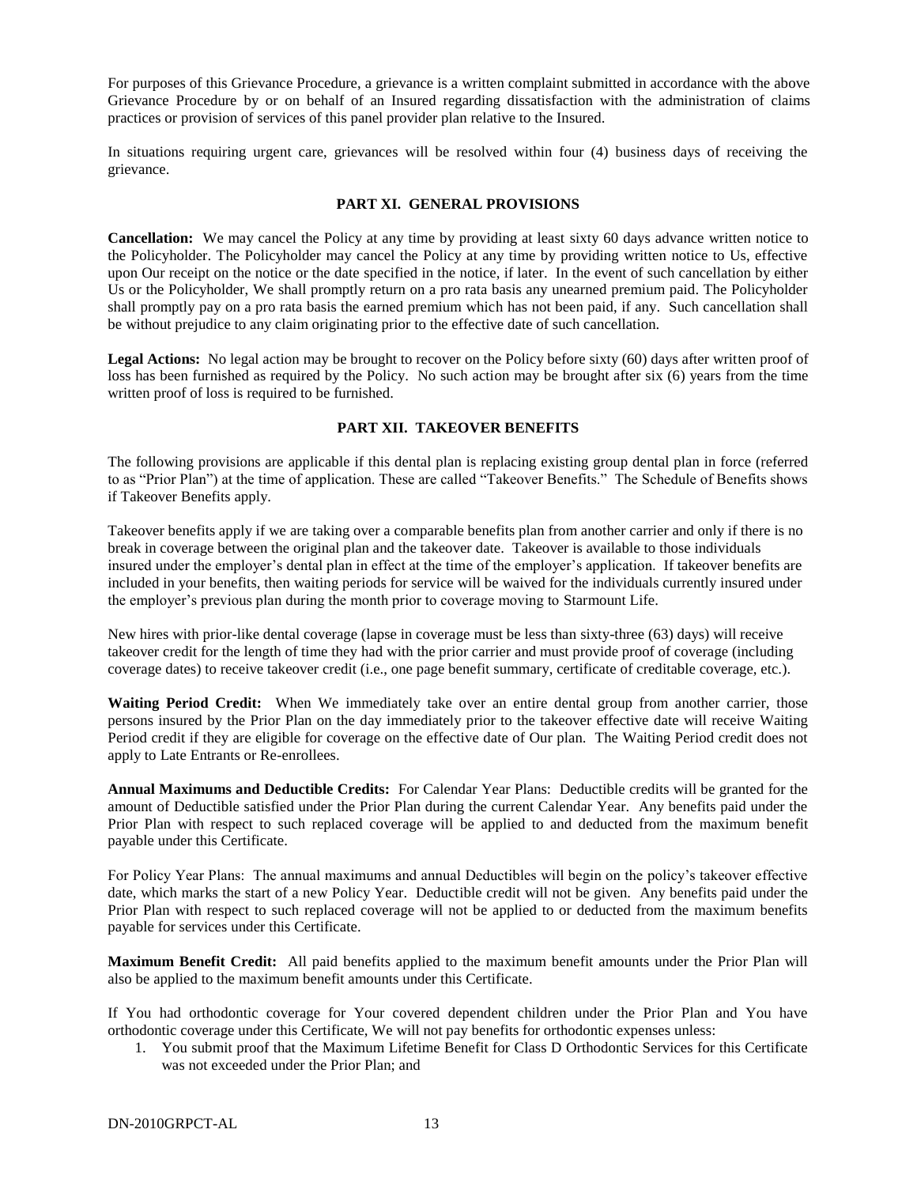For purposes of this Grievance Procedure, a grievance is a written complaint submitted in accordance with the above Grievance Procedure by or on behalf of an Insured regarding dissatisfaction with the administration of claims practices or provision of services of this panel provider plan relative to the Insured.

In situations requiring urgent care, grievances will be resolved within four (4) business days of receiving the grievance.

## PART XI. GENERAL PROVISIONS

**Cancellation:** We may cancel the Policy at any time by providing at least sixty 60 days advance written notice to the Policyholder. The Policyholder may cancel the Policy at any time by providing written notice to Us, effective upon Our receipt on the notice or the date specified in the notice, if later. In the event of such cancellation by either Us or the Policyholder, We shall promptly return on a pro rata basis any unearned premium paid. The Policyholder shall promptly pay on a pro rata basis the earned premium which has not been paid, if any. Such cancellation shall be without prejudice to any claim originating prior to the effective date of such cancellation.

**Legal Actions:** No legal action may be brought to recover on the Policy before sixty (60) days after written proof of loss has been furnished as required by the Policy. No such action may be brought after six (6) years from the time written proof of loss is required to be furnished.

## PART XII. TAKEOVER BENEFITS

The following provisions are applicable if this dental plan is replacing existing group dental plan in force (referred to as "Prior Plan") at the time of application. These are called "Takeover Benefits." The Schedule of Benefits shows if Takeover Benefits apply.

Takeover benefits apply if we are taking over a comparable benefits plan from another carrier and only if there is no break in coverage between the original plan and the takeover date. Takeover is available to those individuals insured under the employer's dental plan in effect at the time of the employer's application. If takeover benefits are included in your benefits, then waiting periods for service will be waived for the individuals currently insured under the employer's previous plan during the month prior to coverage moving to Starmount Life.

New hires with prior-like dental coverage (lapse in coverage must be less than sixty-three (63) days) will receive takeover credit for the length of time they had with the prior carrier and must provide proof of coverage (including coverage dates) to receive takeover credit (i.e., one page benefit summary, certificate of creditable coverage, etc.).

**Waiting Period Credit:** When We immediately take over an entire dental group from another carrier, those persons insured by the Prior Plan on the day immediately prior to the takeover effective date will receive Waiting Period credit if they are eligible for coverage on the effective date of Our plan. The Waiting Period credit does not apply to Late Entrants or Re-enrollees.

**Annual Maximums and Deductible Credits:** For Calendar Year Plans: Deductible credits will be granted for the amount of Deductible satisfied under the Prior Plan during the current Calendar Year. Any benefits paid under the Prior Plan with respect to such replaced coverage will be applied to and deducted from the maximum benefit payable under this Certificate.

For Policy Year Plans: The annual maximums and annual Deductibles will begin on the policy's takeover effective date, which marks the start of a new Policy Year. Deductible credit will not be given. Any benefits paid under the Prior Plan with respect to such replaced coverage will not be applied to or deducted from the maximum benefits payable for services under this Certificate.

**Maximum Benefit Credit:** All paid benefits applied to the maximum benefit amounts under the Prior Plan will also be applied to the maximum benefit amounts under this Certificate.

If You had orthodontic coverage for Your covered dependent children under the Prior Plan and You have orthodontic coverage under this Certificate, We will not pay benefits for orthodontic expenses unless:

1. You submit proof that the Maximum Lifetime Benefit for Class D Orthodontic Services for this Certificate was not exceeded under the Prior Plan; and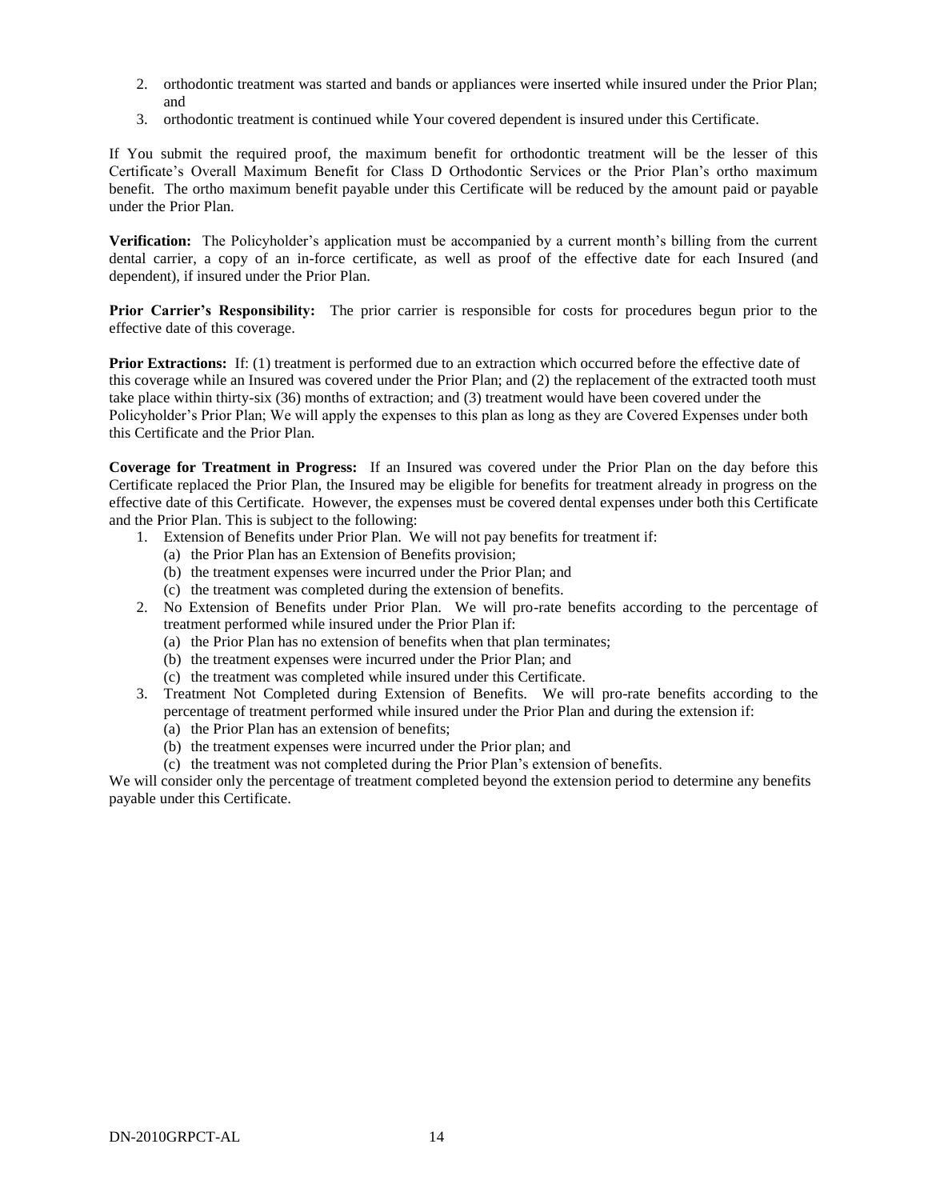2. orthodontic treatment was started and bands or appliances were inserted while insured under the Prior Plan; and
3. orthodontic treatment is continued while Your covered dependent is insured under this Certificate.

If You submit the required proof, the maximum benefit for orthodontic treatment will be the lesser of this Certificate's Overall Maximum Benefit for Class D Orthodontic Services or the Prior Plan's ortho maximum benefit. The ortho maximum benefit payable under this Certificate will be reduced by the amount paid or payable under the Prior Plan.

**Verification:** The Policyholder's application must be accompanied by a current month's billing from the current dental carrier, a copy of an in-force certificate, as well as proof of the effective date for each Insured (and dependent), if insured under the Prior Plan.

**Prior Carrier's Responsibility:** The prior carrier is responsible for costs for procedures begun prior to the effective date of this coverage.

**Prior Extractions:** If: (1) treatment is performed due to an extraction which occurred before the effective date of this coverage while an Insured was covered under the Prior Plan; and (2) the replacement of the extracted tooth must take place within thirty-six (36) months of extraction; and (3) treatment would have been covered under the Policyholder's Prior Plan; We will apply the expenses to this plan as long as they are Covered Expenses under both this Certificate and the Prior Plan.

**Coverage for Treatment in Progress:** If an Insured was covered under the Prior Plan on the day before this Certificate replaced the Prior Plan, the Insured may be eligible for benefits for treatment already in progress on the effective date of this Certificate. However, the expenses must be covered dental expenses under both this Certificate and the Prior Plan. This is subject to the following:

1. Extension of Benefits under Prior Plan. We will not pay benefits for treatment if:
   (a) the Prior Plan has an Extension of Benefits provision;
   (b) the treatment expenses were incurred under the Prior Plan; and
   (c) the treatment was completed during the extension of benefits.
2. No Extension of Benefits under Prior Plan. We will pro-rate benefits according to the percentage of treatment performed while insured under the Prior Plan if:
   (a) the Prior Plan has no extension of benefits when that plan terminates;
   (b) the treatment expenses were incurred under the Prior Plan; and
   (c) the treatment was completed while insured under this Certificate.
3. Treatment Not Completed during Extension of Benefits. We will pro-rate benefits according to the percentage of treatment performed while insured under the Prior Plan and during the extension if:
   (a) the Prior Plan has an extension of benefits;
   (b) the treatment expenses were incurred under the Prior plan; and
   (c) the treatment was not completed during the Prior Plan's extension of benefits.

We will consider only the percentage of treatment completed beyond the extension period to determine any benefits payable under this Certificate.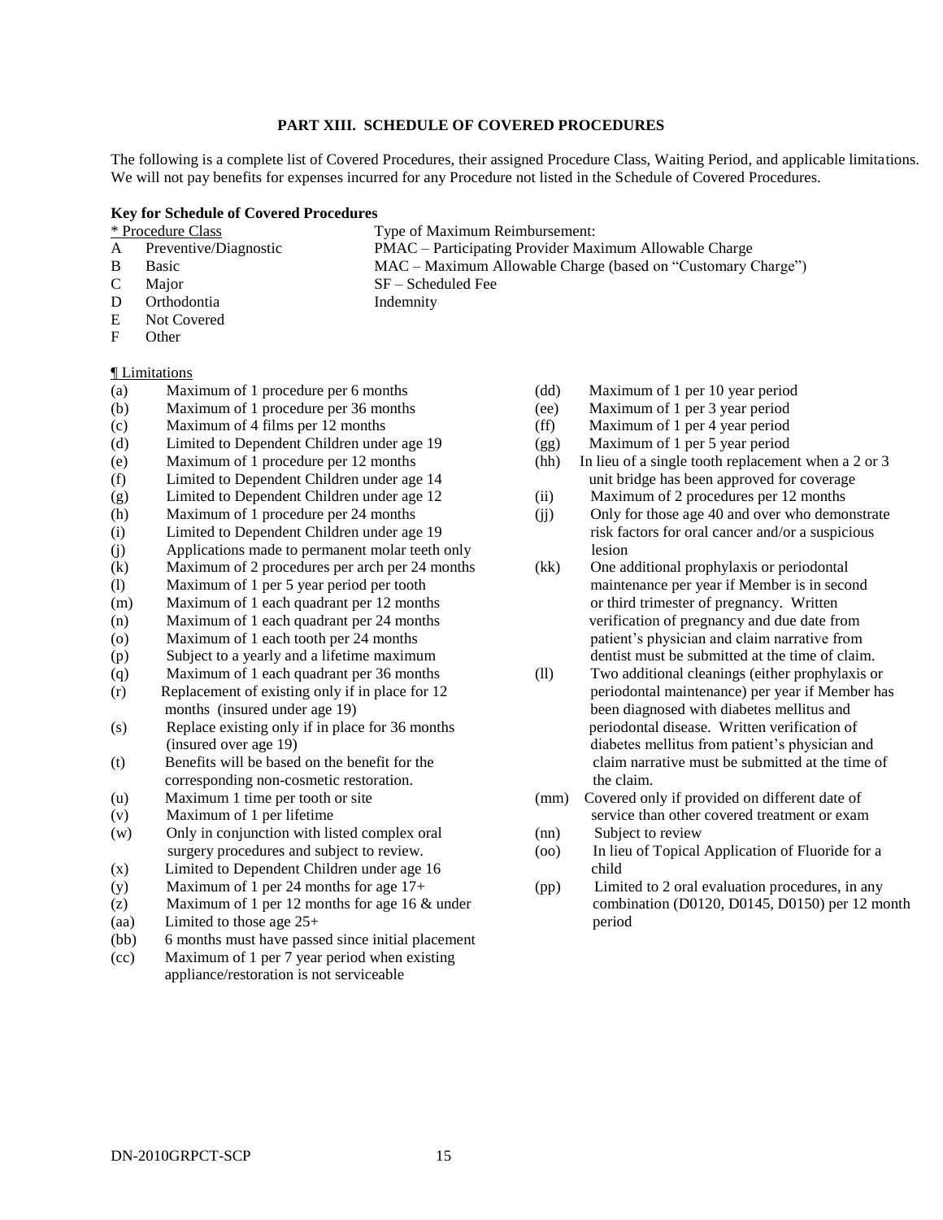## PART XIII. SCHEDULE OF COVERED PROCEDURES

The following is a complete list of Covered Procedures, their assigned Procedure Class, Waiting Period, and applicable limitations. We will not pay benefits for expenses incurred for any Procedure not listed in the Schedule of Covered Procedures.

**Key for Schedule of Covered Procedures**

| * Procedure Class | | Type of Maximum Reimbursement: |
|---|---|---|
| A | Preventive/Diagnostic | PMAC – Participating Provider Maximum Allowable Charge |
| B | Basic | MAC – Maximum Allowable Charge (based on "Customary Charge") |
| C | Major | SF – Scheduled Fee |
| D | Orthodontia | Indemnity |
| E | Not Covered | |
| F | Other | |

¶ Limitations

(a) Maximum of 1 procedure per 6 months
(b) Maximum of 1 procedure per 36 months
(c) Maximum of 4 films per 12 months
(d) Limited to Dependent Children under age 19
(e) Maximum of 1 procedure per 12 months
(f) Limited to Dependent Children under age 14
(g) Limited to Dependent Children under age 12
(h) Maximum of 1 procedure per 24 months
(i) Limited to Dependent Children under age 19
(j) Applications made to permanent molar teeth only
(k) Maximum of 2 procedures per arch per 24 months
(l) Maximum of 1 per 5 year period per tooth
(m) Maximum of 1 each quadrant per 12 months
(n) Maximum of 1 each quadrant per 24 months
(o) Maximum of 1 each tooth per 24 months
(p) Subject to a yearly and a lifetime maximum
(q) Maximum of 1 each quadrant per 36 months
(r) Replacement of existing only if in place for 12 months (insured under age 19)
(s) Replace existing only if in place for 36 months (insured over age 19)
(t) Benefits will be based on the benefit for the corresponding non-cosmetic restoration.
(u) Maximum 1 time per tooth or site
(v) Maximum of 1 per lifetime
(w) Only in conjunction with listed complex oral surgery procedures and subject to review.
(x) Limited to Dependent Children under age 16
(y) Maximum of 1 per 24 months for age 17+
(z) Maximum of 1 per 12 months for age 16 & under
(aa) Limited to those age 25+
(bb) 6 months must have passed since initial placement
(cc) Maximum of 1 per 7 year period when existing appliance/restoration is not serviceable
(dd) Maximum of 1 per 10 year period
(ee) Maximum of 1 per 3 year period
(ff) Maximum of 1 per 4 year period
(gg) Maximum of 1 per 5 year period
(hh) In lieu of a single tooth replacement when a 2 or 3 unit bridge has been approved for coverage
(ii) Maximum of 2 procedures per 12 months
(jj) Only for those age 40 and over who demonstrate risk factors for oral cancer and/or a suspicious lesion
(kk) One additional prophylaxis or periodontal maintenance per year if Member is in second or third trimester of pregnancy. Written verification of pregnancy and due date from patient's physician and claim narrative from dentist must be submitted at the time of claim.
(ll) Two additional cleanings (either prophylaxis or periodontal maintenance) per year if Member has been diagnosed with diabetes mellitus and periodontal disease. Written verification of diabetes mellitus from patient's physician and claim narrative must be submitted at the time of the claim.
(mm) Covered only if provided on different date of service than other covered treatment or exam
(nn) Subject to review
(oo) In lieu of Topical Application of Fluoride for a child
(pp) Limited to 2 oral evaluation procedures, in any combination (D0120, D0145, D0150) per 12 month period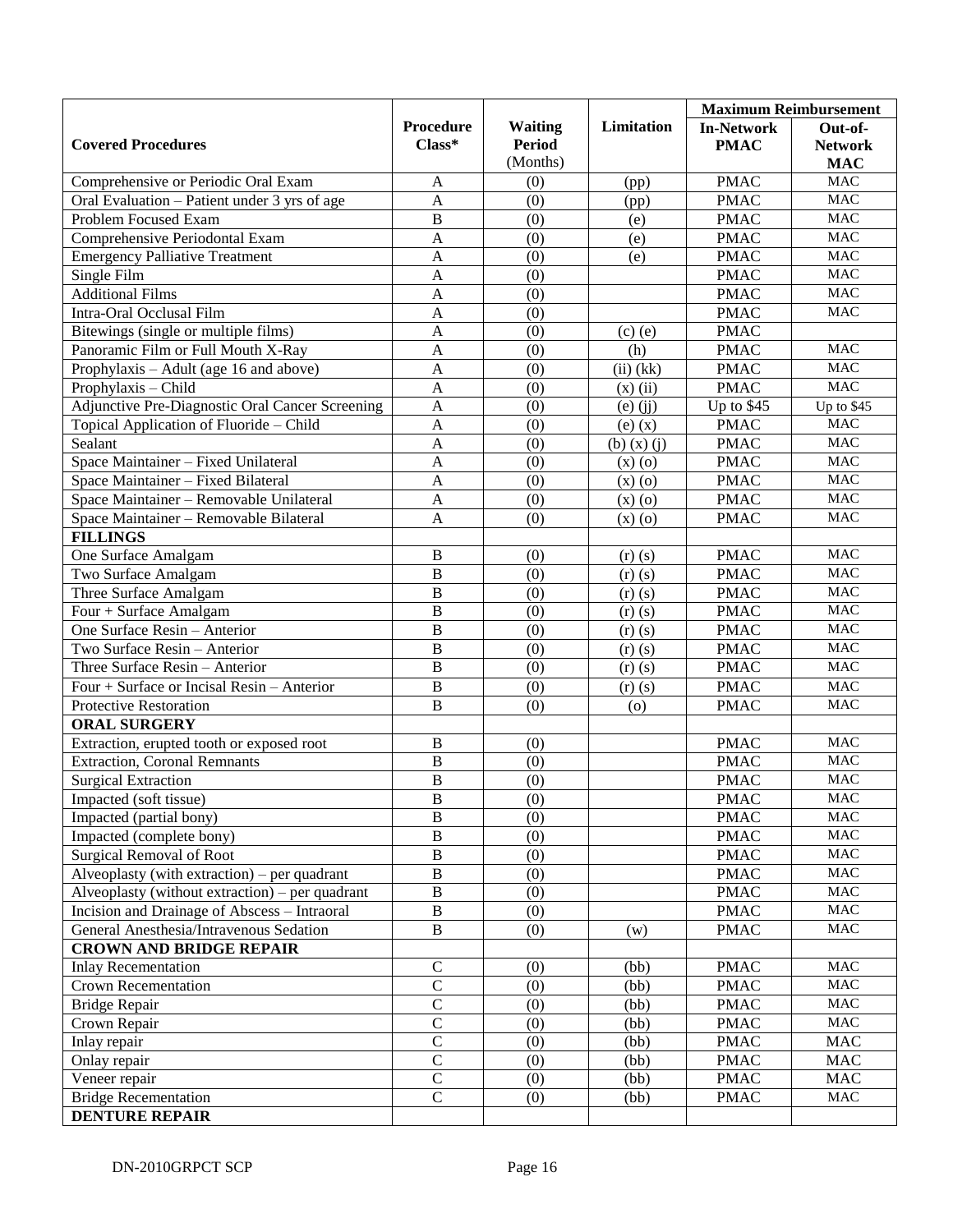| Covered Procedures | Procedure Class* | Waiting Period (Months) | Limitation | Maximum Reimbursement | |
|---|---|---|---|---|---|
| | | | | In-Network PMAC | Out-of-Network MAC |
| Comprehensive or Periodic Oral Exam | A | (0) | (pp) | PMAC | MAC |
| Oral Evaluation – Patient under 3 yrs of age | A | (0) | (pp) | PMAC | MAC |
| Problem Focused Exam | B | (0) | (e) | PMAC | MAC |
| Comprehensive Periodontal Exam | A | (0) | (e) | PMAC | MAC |
| Emergency Palliative Treatment | A | (0) | (e) | PMAC | MAC |
| Single Film | A | (0) | | PMAC | MAC |
| Additional Films | A | (0) | | PMAC | MAC |
| Intra-Oral Occlusal Film | A | (0) | | PMAC | MAC |
| Bitewings (single or multiple films) | A | (0) | (c) (e) | PMAC | |
| Panoramic Film or Full Mouth X-Ray | A | (0) | (h) | PMAC | MAC |
| Prophylaxis – Adult (age 16 and above) | A | (0) | (ii) (kk) | PMAC | MAC |
| Prophylaxis – Child | A | (0) | (x) (ii) | PMAC | MAC |
| Adjunctive Pre-Diagnostic Oral Cancer Screening | A | (0) | (e) (jj) | Up to $45 | Up to $45 |
| Topical Application of Fluoride – Child | A | (0) | (e) (x) | PMAC | MAC |
| Sealant | A | (0) | (b) (x) (j) | PMAC | MAC |
| Space Maintainer – Fixed Unilateral | A | (0) | (x) (o) | PMAC | MAC |
| Space Maintainer – Fixed Bilateral | A | (0) | (x) (o) | PMAC | MAC |
| Space Maintainer – Removable Unilateral | A | (0) | (x) (o) | PMAC | MAC |
| Space Maintainer – Removable Bilateral | A | (0) | (x) (o) | PMAC | MAC |
| **FILLINGS** | | | | | |
| One Surface Amalgam | B | (0) | (r) (s) | PMAC | MAC |
| Two Surface Amalgam | B | (0) | (r) (s) | PMAC | MAC |
| Three Surface Amalgam | B | (0) | (r) (s) | PMAC | MAC |
| Four + Surface Amalgam | B | (0) | (r) (s) | PMAC | MAC |
| One Surface Resin – Anterior | B | (0) | (r) (s) | PMAC | MAC |
| Two Surface Resin – Anterior | B | (0) | (r) (s) | PMAC | MAC |
| Three Surface Resin – Anterior | B | (0) | (r) (s) | PMAC | MAC |
| Four + Surface or Incisal Resin – Anterior | B | (0) | (r) (s) | PMAC | MAC |
| Protective Restoration | B | (0) | (o) | PMAC | MAC |
| **ORAL SURGERY** | | | | | |
| Extraction, erupted tooth or exposed root | B | (0) | | PMAC | MAC |
| Extraction, Coronal Remnants | B | (0) | | PMAC | MAC |
| Surgical Extraction | B | (0) | | PMAC | MAC |
| Impacted (soft tissue) | B | (0) | | PMAC | MAC |
| Impacted (partial bony) | B | (0) | | PMAC | MAC |
| Impacted (complete bony) | B | (0) | | PMAC | MAC |
| Surgical Removal of Root | B | (0) | | PMAC | MAC |
| Alveoplasty (with extraction) – per quadrant | B | (0) | | PMAC | MAC |
| Alveoplasty (without extraction) – per quadrant | B | (0) | | PMAC | MAC |
| Incision and Drainage of Abscess – Intraoral | B | (0) | | PMAC | MAC |
| General Anesthesia/Intravenous Sedation | B | (0) | (w) | PMAC | MAC |
| **CROWN AND BRIDGE REPAIR** | | | | | |
| Inlay Recementation | C | (0) | (bb) | PMAC | MAC |
| Crown Recementation | C | (0) | (bb) | PMAC | MAC |
| Bridge Repair | C | (0) | (bb) | PMAC | MAC |
| Crown Repair | C | (0) | (bb) | PMAC | MAC |
| Inlay repair | C | (0) | (bb) | PMAC | MAC |
| Onlay repair | C | (0) | (bb) | PMAC | MAC |
| Veneer repair | C | (0) | (bb) | PMAC | MAC |
| Bridge Recementation | C | (0) | (bb) | PMAC | MAC |
| **DENTURE REPAIR** | | | | | |

DN-2010GRPCT SCP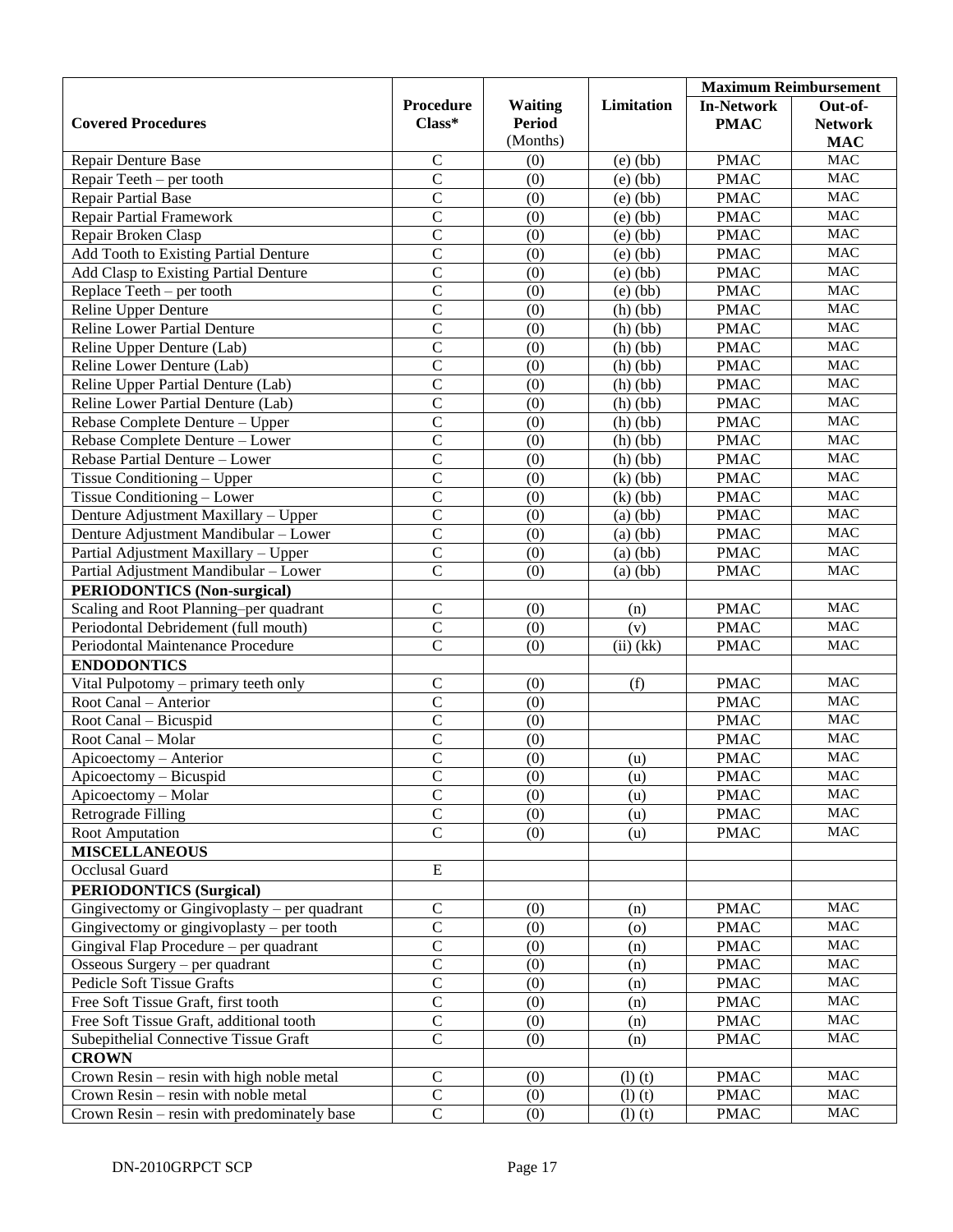| Covered Procedures | Procedure Class* | Waiting Period (Months) | Limitation | Maximum Reimbursement | |
|---|---|---|---|---|---|
| | | | | In-Network PMAC | Out-of-Network MAC |
| Repair Denture Base | C | (0) | (e) (bb) | PMAC | MAC |
| Repair Teeth – per tooth | C | (0) | (e) (bb) | PMAC | MAC |
| Repair Partial Base | C | (0) | (e) (bb) | PMAC | MAC |
| Repair Partial Framework | C | (0) | (e) (bb) | PMAC | MAC |
| Repair Broken Clasp | C | (0) | (e) (bb) | PMAC | MAC |
| Add Tooth to Existing Partial Denture | C | (0) | (e) (bb) | PMAC | MAC |
| Add Clasp to Existing Partial Denture | C | (0) | (e) (bb) | PMAC | MAC |
| Replace Teeth – per tooth | C | (0) | (e) (bb) | PMAC | MAC |
| Reline Upper Denture | C | (0) | (h) (bb) | PMAC | MAC |
| Reline Lower Partial Denture | C | (0) | (h) (bb) | PMAC | MAC |
| Reline Upper Denture (Lab) | C | (0) | (h) (bb) | PMAC | MAC |
| Reline Lower Denture (Lab) | C | (0) | (h) (bb) | PMAC | MAC |
| Reline Upper Partial Denture (Lab) | C | (0) | (h) (bb) | PMAC | MAC |
| Reline Lower Partial Denture (Lab) | C | (0) | (h) (bb) | PMAC | MAC |
| Rebase Complete Denture – Upper | C | (0) | (h) (bb) | PMAC | MAC |
| Rebase Complete Denture – Lower | C | (0) | (h) (bb) | PMAC | MAC |
| Rebase Partial Denture – Lower | C | (0) | (h) (bb) | PMAC | MAC |
| Tissue Conditioning – Upper | C | (0) | (k) (bb) | PMAC | MAC |
| Tissue Conditioning – Lower | C | (0) | (k) (bb) | PMAC | MAC |
| Denture Adjustment Maxillary – Upper | C | (0) | (a) (bb) | PMAC | MAC |
| Denture Adjustment Mandibular – Lower | C | (0) | (a) (bb) | PMAC | MAC |
| Partial Adjustment Maxillary – Upper | C | (0) | (a) (bb) | PMAC | MAC |
| Partial Adjustment Mandibular – Lower | C | (0) | (a) (bb) | PMAC | MAC |
| **PERIODONTICS (Non-surgical)** | | | | | |
| Scaling and Root Planning–per quadrant | C | (0) | (n) | PMAC | MAC |
| Periodontal Debridement (full mouth) | C | (0) | (v) | PMAC | MAC |
| Periodontal Maintenance Procedure | C | (0) | (ii) (kk) | PMAC | MAC |
| **ENDODONTICS** | | | | | |
| Vital Pulpotomy – primary teeth only | C | (0) | (f) | PMAC | MAC |
| Root Canal – Anterior | C | (0) | | PMAC | MAC |
| Root Canal – Bicuspid | C | (0) | | PMAC | MAC |
| Root Canal – Molar | C | (0) | | PMAC | MAC |
| Apicoectomy – Anterior | C | (0) | (u) | PMAC | MAC |
| Apicoectomy – Bicuspid | C | (0) | (u) | PMAC | MAC |
| Apicoectomy – Molar | C | (0) | (u) | PMAC | MAC |
| Retrograde Filling | C | (0) | (u) | PMAC | MAC |
| Root Amputation | C | (0) | (u) | PMAC | MAC |
| **MISCELLANEOUS** | | | | | |
| Occlusal Guard | E | | | | |
| **PERIODONTICS (Surgical)** | | | | | |
| Gingivectomy or Gingivoplasty – per quadrant | C | (0) | (n) | PMAC | MAC |
| Gingivectomy or gingivoplasty – per tooth | C | (0) | (o) | PMAC | MAC |
| Gingival Flap Procedure – per quadrant | C | (0) | (n) | PMAC | MAC |
| Osseous Surgery – per quadrant | C | (0) | (n) | PMAC | MAC |
| Pedicle Soft Tissue Grafts | C | (0) | (n) | PMAC | MAC |
| Free Soft Tissue Graft, first tooth | C | (0) | (n) | PMAC | MAC |
| Free Soft Tissue Graft, additional tooth | C | (0) | (n) | PMAC | MAC |
| Subepithelial Connective Tissue Graft | C | (0) | (n) | PMAC | MAC |
| **CROWN** | | | | | |
| Crown Resin – resin with high noble metal | C | (0) | (l) (t) | PMAC | MAC |
| Crown Resin – resin with noble metal | C | (0) | (l) (t) | PMAC | MAC |
| Crown Resin – resin with predominately base | C | (0) | (l) (t) | PMAC | MAC |

DN-2010GRPCT SCP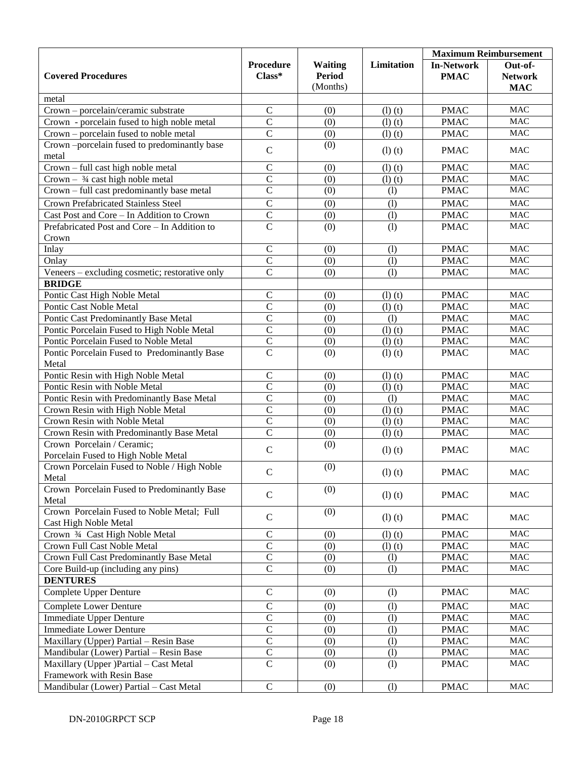| Covered Procedures | Procedure Class* | Waiting Period (Months) | Limitation | Maximum Reimbursement | |
|---|---|---|---|---|---|
| | | | | In-Network PMAC | Out-of-Network MAC |
| metal | | | | | |
| Crown – porcelain/ceramic substrate | C | (0) | (l) (t) | PMAC | MAC |
| Crown - porcelain fused to high noble metal | C | (0) | (l) (t) | PMAC | MAC |
| Crown – porcelain fused to noble metal | C | (0) | (l) (t) | PMAC | MAC |
| Crown –porcelain fused to predominantly base metal | C | (0) | (l) (t) | PMAC | MAC |
| Crown – full cast high noble metal | C | (0) | (l) (t) | PMAC | MAC |
| Crown – ¾ cast high noble metal | C | (0) | (l) (t) | PMAC | MAC |
| Crown – full cast predominantly base metal | C | (0) | (l) | PMAC | MAC |
| Crown Prefabricated Stainless Steel | C | (0) | (l) | PMAC | MAC |
| Cast Post and Core – In Addition to Crown | C | (0) | (l) | PMAC | MAC |
| Prefabricated Post and Core – In Addition to Crown | C | (0) | (l) | PMAC | MAC |
| Inlay | C | (0) | (l) | PMAC | MAC |
| Onlay | C | (0) | (l) | PMAC | MAC |
| Veneers – excluding cosmetic; restorative only | C | (0) | (l) | PMAC | MAC |
| **BRIDGE** | | | | | |
| Pontic Cast High Noble Metal | C | (0) | (l) (t) | PMAC | MAC |
| Pontic Cast Noble Metal | C | (0) | (l) (t) | PMAC | MAC |
| Pontic Cast Predominantly Base Metal | C | (0) | (l) | PMAC | MAC |
| Pontic Porcelain Fused to High Noble Metal | C | (0) | (l) (t) | PMAC | MAC |
| Pontic Porcelain Fused to Noble Metal | C | (0) | (l) (t) | PMAC | MAC |
| Pontic Porcelain Fused to Predominantly Base Metal | C | (0) | (l) (t) | PMAC | MAC |
| Pontic Resin with High Noble Metal | C | (0) | (l) (t) | PMAC | MAC |
| Pontic Resin with Noble Metal | C | (0) | (l) (t) | PMAC | MAC |
| Pontic Resin with Predominantly Base Metal | C | (0) | (l) | PMAC | MAC |
| Crown Resin with High Noble Metal | C | (0) | (l) (t) | PMAC | MAC |
| Crown Resin with Noble Metal | C | (0) | (l) (t) | PMAC | MAC |
| Crown Resin with Predominantly Base Metal | C | (0) | (l) (t) | PMAC | MAC |
| Crown Porcelain / Ceramic; Porcelain Fused to High Noble Metal | C | (0) | (l) (t) | PMAC | MAC |
| Crown Porcelain Fused to Noble / High Noble Metal | C | (0) | (l) (t) | PMAC | MAC |
| Crown Porcelain Fused to Predominantly Base Metal | C | (0) | (l) (t) | PMAC | MAC |
| Crown Porcelain Fused to Noble Metal; Full Cast High Noble Metal | C | (0) | (l) (t) | PMAC | MAC |
| Crown ¾ Cast High Noble Metal | C | (0) | (l) (t) | PMAC | MAC |
| Crown Full Cast Noble Metal | C | (0) | (l) (t) | PMAC | MAC |
| Crown Full Cast Predominantly Base Metal | C | (0) | (l) | PMAC | MAC |
| Core Build-up (including any pins) | C | (0) | (l) | PMAC | MAC |
| **DENTURES** | | | | | |
| Complete Upper Denture | C | (0) | (l) | PMAC | MAC |
| Complete Lower Denture | C | (0) | (l) | PMAC | MAC |
| Immediate Upper Denture | C | (0) | (l) | PMAC | MAC |
| Immediate Lower Denture | C | (0) | (l) | PMAC | MAC |
| Maxillary (Upper) Partial – Resin Base | C | (0) | (l) | PMAC | MAC |
| Mandibular (Lower) Partial – Resin Base | C | (0) | (l) | PMAC | MAC |
| Maxillary (Upper )Partial – Cast Metal Framework with Resin Base | C | (0) | (l) | PMAC | MAC |
| Mandibular (Lower) Partial – Cast Metal | C | (0) | (l) | PMAC | MAC |

DN-2010GRPCT SCP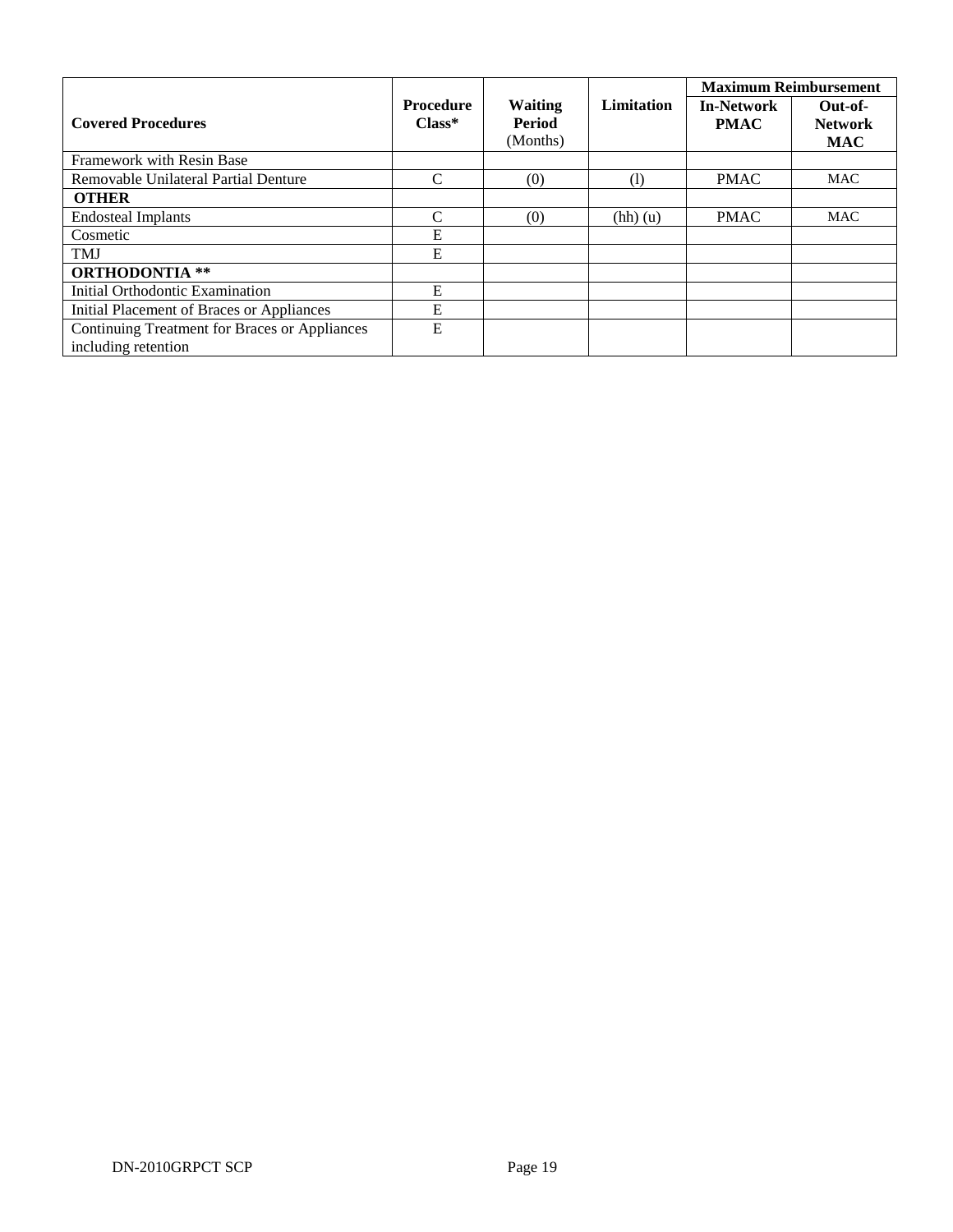| Covered Procedures | Procedure Class* | Waiting Period (Months) | Limitation | Maximum Reimbursement | |
|---|---|---|---|---|---|
| | | | | In-Network PMAC | Out-of-Network MAC |
| Framework with Resin Base | | | | | |
| Removable Unilateral Partial Denture | C | (0) | (l) | PMAC | MAC |
| **OTHER** | | | | | |
| Endosteal Implants | C | (0) | (hh) (u) | PMAC | MAC |
| Cosmetic | E | | | | |
| TMJ | E | | | | |
| **ORTHODONTIA \*\*** | | | | | |
| Initial Orthodontic Examination | E | | | | |
| Initial Placement of Braces or Appliances | E | | | | |
| Continuing Treatment for Braces or Appliances including retention | E | | | | |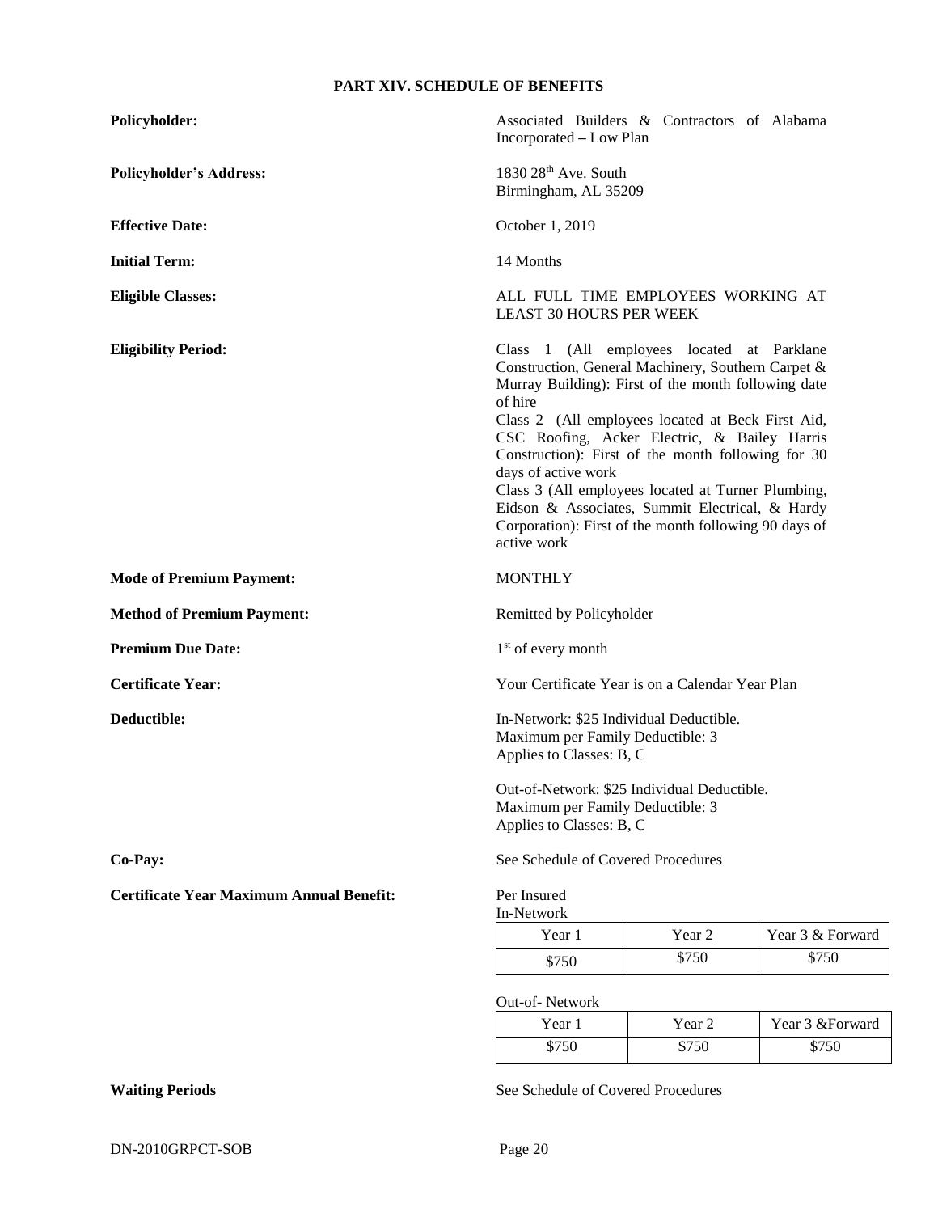# PART XIV. SCHEDULE OF BENEFITS

**Policyholder:** Associated Builders & Contractors of Alabama Incorporated – Low Plan

**Policyholder's Address:** 1830 28th Ave. South
Birmingham, AL 35209

**Effective Date:** October 1, 2019

**Initial Term:** 14 Months

**Eligible Classes:** ALL FULL TIME EMPLOYEES WORKING AT LEAST 30 HOURS PER WEEK

**Eligibility Period:** Class 1 (All employees located at Parklane Construction, General Machinery, Southern Carpet & Murray Building): First of the month following date of hire
Class 2 (All employees located at Beck First Aid, CSC Roofing, Acker Electric, & Bailey Harris Construction): First of the month following for 30 days of active work
Class 3 (All employees located at Turner Plumbing, Eidson & Associates, Summit Electrical, & Hardy Corporation): First of the month following 90 days of active work

**Mode of Premium Payment:** MONTHLY

**Method of Premium Payment:** Remitted by Policyholder

**Premium Due Date:** 1st of every month

**Certificate Year:** Your Certificate Year is on a Calendar Year Plan

**Deductible:** In-Network: $25 Individual Deductible.
Maximum per Family Deductible: 3
Applies to Classes: B, C

Out-of-Network: $25 Individual Deductible.
Maximum per Family Deductible: 3
Applies to Classes: B, C

**Co-Pay:** See Schedule of Covered Procedures

**Certificate Year Maximum Annual Benefit:** Per Insured

In-Network

| Year 1 | Year 2 | Year 3 & Forward |
|---|---|---|
| $750 | $750 | $750 |

Out-of- Network

| Year 1 | Year 2 | Year 3 &Forward |
|---|---|---|
| $750 | $750 | $750 |

**Waiting Periods** See Schedule of Covered Procedures

DN-2010GRPCT-SOB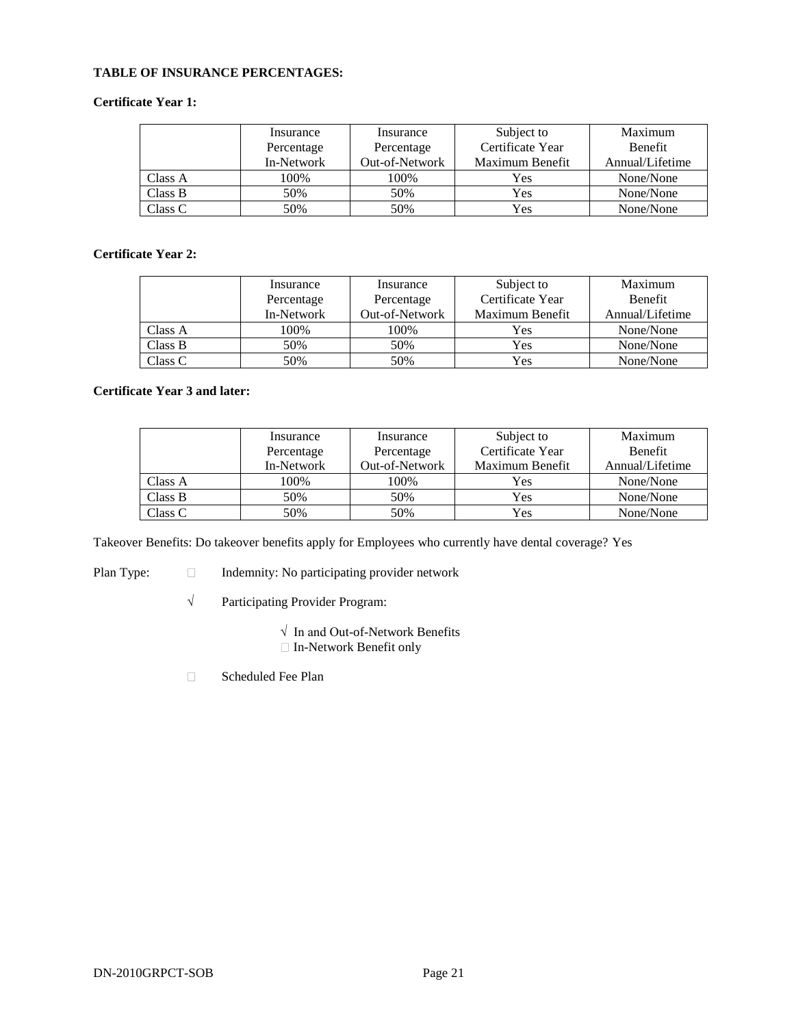**TABLE OF INSURANCE PERCENTAGES:**

**Certificate Year 1:**

| | Insurance Percentage In-Network | Insurance Percentage Out-of-Network | Subject to Certificate Year Maximum Benefit | Maximum Benefit Annual/Lifetime |
|---|---|---|---|---|
| Class A | 100% | 100% | Yes | None/None |
| Class B | 50% | 50% | Yes | None/None |
| Class C | 50% | 50% | Yes | None/None |

**Certificate Year 2:**

| | Insurance Percentage In-Network | Insurance Percentage Out-of-Network | Subject to Certificate Year Maximum Benefit | Maximum Benefit Annual/Lifetime |
|---|---|---|---|---|
| Class A | 100% | 100% | Yes | None/None |
| Class B | 50% | 50% | Yes | None/None |
| Class C | 50% | 50% | Yes | None/None |

**Certificate Year 3 and later:**

| | Insurance Percentage In-Network | Insurance Percentage Out-of-Network | Subject to Certificate Year Maximum Benefit | Maximum Benefit Annual/Lifetime |
|---|---|---|---|---|
| Class A | 100% | 100% | Yes | None/None |
| Class B | 50% | 50% | Yes | None/None |
| Class C | 50% | 50% | Yes | None/None |

Takeover Benefits: Do takeover benefits apply for Employees who currently have dental coverage? Yes

Plan Type: □ Indemnity: No participating provider network

√ Participating Provider Program:

√ In and Out-of-Network Benefits
□ In-Network Benefit only

□ Scheduled Fee Plan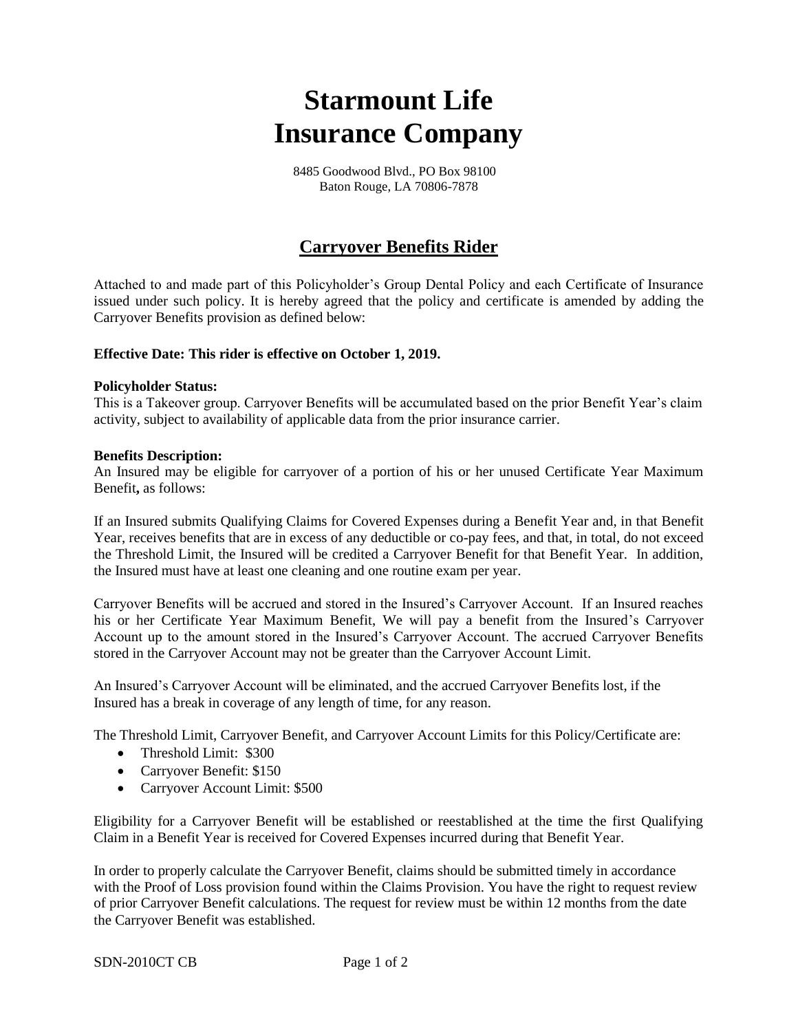# Starmount Life Insurance Company

8485 Goodwood Blvd., PO Box 98100
Baton Rouge, LA 70806-7878

## Carryover Benefits Rider

Attached to and made part of this Policyholder's Group Dental Policy and each Certificate of Insurance issued under such policy. It is hereby agreed that the policy and certificate is amended by adding the Carryover Benefits provision as defined below:

**Effective Date: This rider is effective on October 1, 2019.**

**Policyholder Status:**
This is a Takeover group. Carryover Benefits will be accumulated based on the prior Benefit Year's claim activity, subject to availability of applicable data from the prior insurance carrier.

**Benefits Description:**
An Insured may be eligible for carryover of a portion of his or her unused Certificate Year Maximum Benefit**,** as follows:

If an Insured submits Qualifying Claims for Covered Expenses during a Benefit Year and, in that Benefit Year, receives benefits that are in excess of any deductible or co-pay fees, and that, in total, do not exceed the Threshold Limit, the Insured will be credited a Carryover Benefit for that Benefit Year. In addition, the Insured must have at least one cleaning and one routine exam per year.

Carryover Benefits will be accrued and stored in the Insured's Carryover Account. If an Insured reaches his or her Certificate Year Maximum Benefit, We will pay a benefit from the Insured's Carryover Account up to the amount stored in the Insured's Carryover Account. The accrued Carryover Benefits stored in the Carryover Account may not be greater than the Carryover Account Limit.

An Insured's Carryover Account will be eliminated, and the accrued Carryover Benefits lost, if the Insured has a break in coverage of any length of time, for any reason.

The Threshold Limit, Carryover Benefit, and Carryover Account Limits for this Policy/Certificate are:

- Threshold Limit: $300
- Carryover Benefit: $150
- Carryover Account Limit: $500

Eligibility for a Carryover Benefit will be established or reestablished at the time the first Qualifying Claim in a Benefit Year is received for Covered Expenses incurred during that Benefit Year.

In order to properly calculate the Carryover Benefit, claims should be submitted timely in accordance with the Proof of Loss provision found within the Claims Provision. You have the right to request review of prior Carryover Benefit calculations. The request for review must be within 12 months from the date the Carryover Benefit was established.

SDN-2010CT CB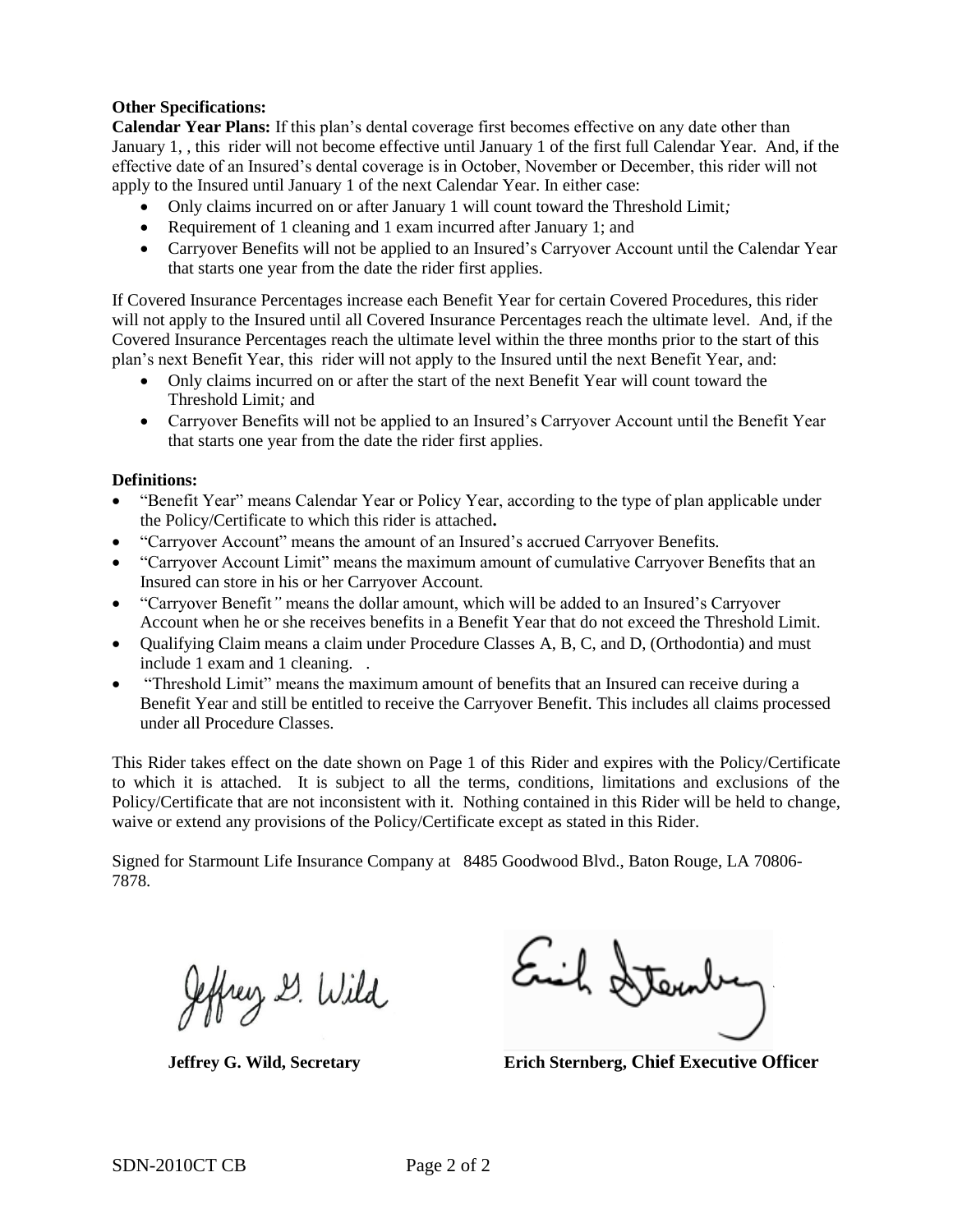**Other Specifications:**

**Calendar Year Plans:** If this plan's dental coverage first becomes effective on any date other than January 1, , this rider will not become effective until January 1 of the first full Calendar Year. And, if the effective date of an Insured's dental coverage is in October, November or December, this rider will not apply to the Insured until January 1 of the next Calendar Year. In either case:

- Only claims incurred on or after January 1 will count toward the Threshold Limit*;*
- Requirement of 1 cleaning and 1 exam incurred after January 1; and
- Carryover Benefits will not be applied to an Insured's Carryover Account until the Calendar Year that starts one year from the date the rider first applies.

If Covered Insurance Percentages increase each Benefit Year for certain Covered Procedures, this rider will not apply to the Insured until all Covered Insurance Percentages reach the ultimate level. And, if the Covered Insurance Percentages reach the ultimate level within the three months prior to the start of this plan's next Benefit Year, this rider will not apply to the Insured until the next Benefit Year, and:

- Only claims incurred on or after the start of the next Benefit Year will count toward the Threshold Limit*;* and
- Carryover Benefits will not be applied to an Insured's Carryover Account until the Benefit Year that starts one year from the date the rider first applies.

**Definitions:**

- "Benefit Year" means Calendar Year or Policy Year, according to the type of plan applicable under the Policy/Certificate to which this rider is attached**.**
- "Carryover Account" means the amount of an Insured's accrued Carryover Benefits.
- "Carryover Account Limit" means the maximum amount of cumulative Carryover Benefits that an Insured can store in his or her Carryover Account.
- "Carryover Benefit*"* means the dollar amount, which will be added to an Insured's Carryover Account when he or she receives benefits in a Benefit Year that do not exceed the Threshold Limit.
- Qualifying Claim means a claim under Procedure Classes A, B, C, and D, (Orthodontia) and must include 1 exam and 1 cleaning. .
- "Threshold Limit" means the maximum amount of benefits that an Insured can receive during a Benefit Year and still be entitled to receive the Carryover Benefit. This includes all claims processed under all Procedure Classes.

This Rider takes effect on the date shown on Page 1 of this Rider and expires with the Policy/Certificate to which it is attached. It is subject to all the terms, conditions, limitations and exclusions of the Policy/Certificate that are not inconsistent with it. Nothing contained in this Rider will be held to change, waive or extend any provisions of the Policy/Certificate except as stated in this Rider.

Signed for Starmount Life Insurance Company at 8485 Goodwood Blvd., Baton Rouge, LA 70806-7878.

Jeffrey G. Wild

**Jeffrey G. Wild, Secretary**

Erich Sternberg

**Erich Sternberg, Chief Executive Officer**

SDN-2010CT CB